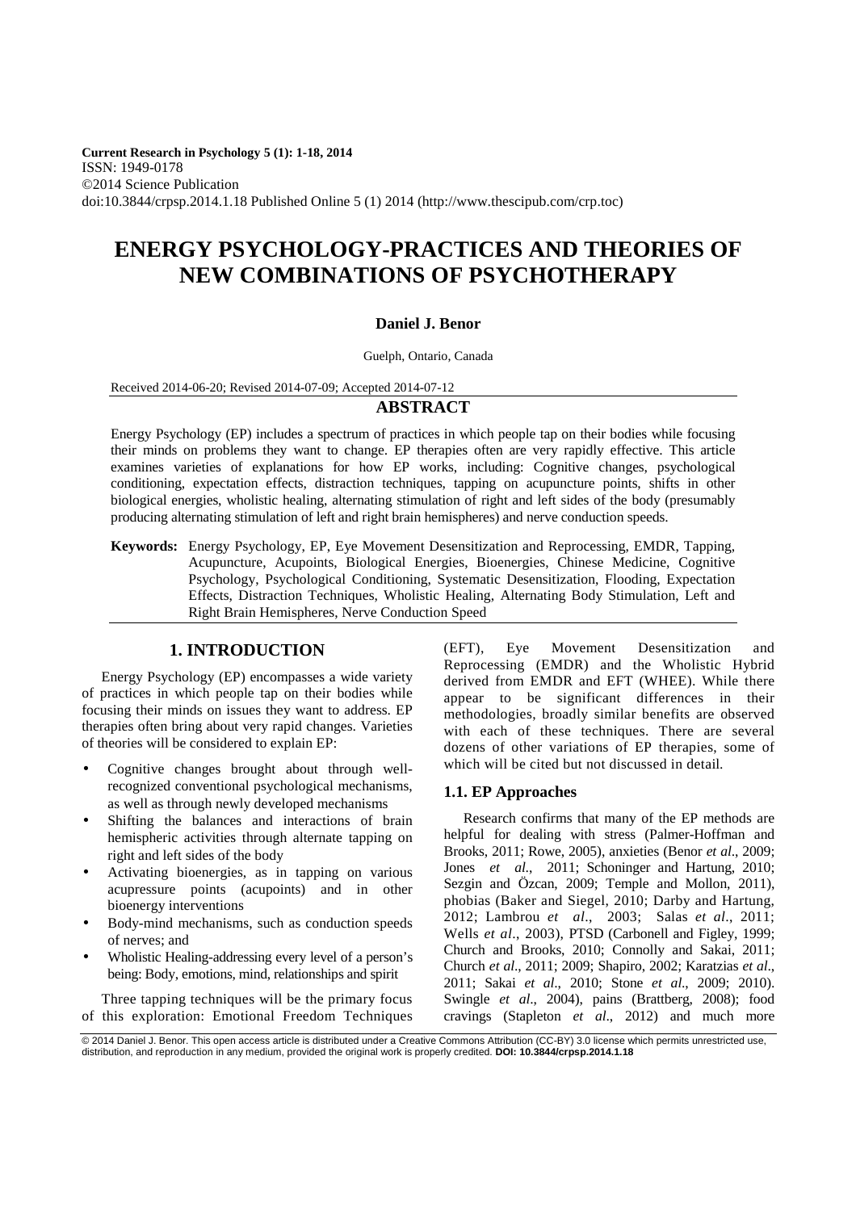Current Research in Psychology 5 (1): 1-18, 2014
ISSN: 1949-0178
©2014 Science Publication
doi:10.3844/crpsp.2014.1.18 Published Online 5 (1) 2014 (http://www.thescipub.com/crp.toc)

# ENERGY PSYCHOLOGY-PRACTICES AND THEORIES OF NEW COMBINATIONS OF PSYCHOTHERAPY

**Daniel J. Benor**

Guelph, Ontario, Canada

Received 2014-06-20; Revised 2014-07-09; Accepted 2014-07-12

## ABSTRACT

Energy Psychology (EP) includes a spectrum of practices in which people tap on their bodies while focusing their minds on problems they want to change. EP therapies often are very rapidly effective. This article examines varieties of explanations for how EP works, including: Cognitive changes, psychological conditioning, expectation effects, distraction techniques, tapping on acupuncture points, shifts in other biological energies, wholistic healing, alternating stimulation of right and left sides of the body (presumably producing alternating stimulation of left and right brain hemispheres) and nerve conduction speeds.

**Keywords:** Energy Psychology, EP, Eye Movement Desensitization and Reprocessing, EMDR, Tapping, Acupuncture, Acupoints, Biological Energies, Bioenergies, Chinese Medicine, Cognitive Psychology, Psychological Conditioning, Systematic Desensitization, Flooding, Expectation Effects, Distraction Techniques, Wholistic Healing, Alternating Body Stimulation, Left and Right Brain Hemispheres, Nerve Conduction Speed

## 1. INTRODUCTION

Energy Psychology (EP) encompasses a wide variety of practices in which people tap on their bodies while focusing their minds on issues they want to address. EP therapies often bring about very rapid changes. Varieties of theories will be considered to explain EP:

- Cognitive changes brought about through well-recognized conventional psychological mechanisms, as well as through newly developed mechanisms
- Shifting the balances and interactions of brain hemispheric activities through alternate tapping on right and left sides of the body
- Activating bioenergies, as in tapping on various acupressure points (acupoints) and in other bioenergy interventions
- Body-mind mechanisms, such as conduction speeds of nerves; and
- Wholistic Healing-addressing every level of a person's being: Body, emotions, mind, relationships and spirit

Three tapping techniques will be the primary focus of this exploration: Emotional Freedom Techniques (EFT), Eye Movement Desensitization and Reprocessing (EMDR) and the Wholistic Hybrid derived from EMDR and EFT (WHEE). While there appear to be significant differences in their methodologies, broadly similar benefits are observed with each of these techniques. There are several dozens of other variations of EP therapies, some of which will be cited but not discussed in detail.

### 1.1. EP Approaches

Research confirms that many of the EP methods are helpful for dealing with stress (Palmer-Hoffman and Brooks, 2011; Rowe, 2005), anxieties (Benor *et al*., 2009; Jones *et al.*, 2011; Schoninger and Hartung, 2010; Sezgin and Özcan, 2009; Temple and Mollon, 2011), phobias (Baker and Siegel, 2010; Darby and Hartung, 2012; Lambrou *et al*., 2003; Salas *et al*., 2011; Wells *et al*., 2003), PTSD (Carbonell and Figley, 1999; Church and Brooks, 2010; Connolly and Sakai, 2011; Church *et al*., 2011; 2009; Shapiro, 2002; Karatzias *et al*., 2011; Sakai *et al*., 2010; Stone *et al*., 2009; 2010). Swingle *et al*., 2004), pains (Brattberg, 2008); food cravings (Stapleton *et al*., 2012) and much more

© 2014 Daniel J. Benor. This open access article is distributed under a Creative Commons Attribution (CC-BY) 3.0 license which permits unrestricted use, distribution, and reproduction in any medium, provided the original work is properly credited. **DOI: 10.3844/crpsp.2014.1.18**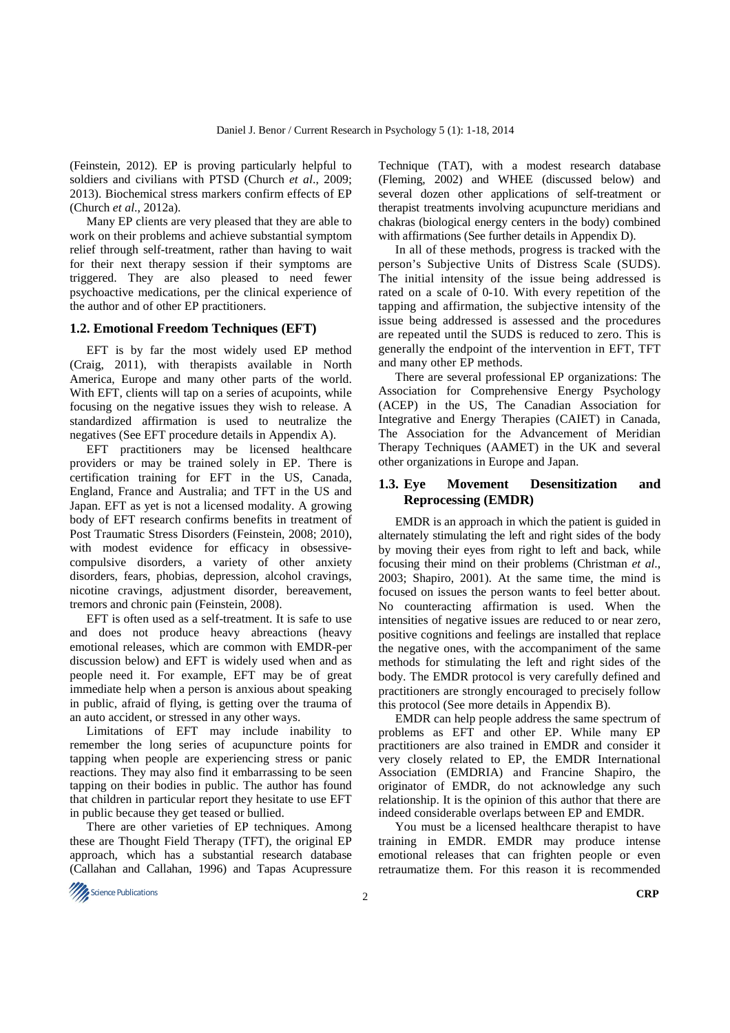(Feinstein, 2012). EP is proving particularly helpful to soldiers and civilians with PTSD (Church *et al*., 2009; 2013). Biochemical stress markers confirm effects of EP (Church *et al*., 2012a).

Many EP clients are very pleased that they are able to work on their problems and achieve substantial symptom relief through self-treatment, rather than having to wait for their next therapy session if their symptoms are triggered. They are also pleased to need fewer psychoactive medications, per the clinical experience of the author and of other EP practitioners.

### 1.2. Emotional Freedom Techniques (EFT)

EFT is by far the most widely used EP method (Craig, 2011), with therapists available in North America, Europe and many other parts of the world. With EFT, clients will tap on a series of acupoints, while focusing on the negative issues they wish to release. A standardized affirmation is used to neutralize the negatives (See EFT procedure details in Appendix A).

EFT practitioners may be licensed healthcare providers or may be trained solely in EP. There is certification training for EFT in the US, Canada, England, France and Australia; and TFT in the US and Japan. EFT as yet is not a licensed modality. A growing body of EFT research confirms benefits in treatment of Post Traumatic Stress Disorders (Feinstein, 2008; 2010), with modest evidence for efficacy in obsessive-compulsive disorders, a variety of other anxiety disorders, fears, phobias, depression, alcohol cravings, nicotine cravings, adjustment disorder, bereavement, tremors and chronic pain (Feinstein, 2008).

EFT is often used as a self-treatment. It is safe to use and does not produce heavy abreactions (heavy emotional releases, which are common with EMDR-per discussion below) and EFT is widely used when and as people need it. For example, EFT may be of great immediate help when a person is anxious about speaking in public, afraid of flying, is getting over the trauma of an auto accident, or stressed in any other ways.

Limitations of EFT may include inability to remember the long series of acupuncture points for tapping when people are experiencing stress or panic reactions. They may also find it embarrassing to be seen tapping on their bodies in public. The author has found that children in particular report they hesitate to use EFT in public because they get teased or bullied.

There are other varieties of EP techniques. Among these are Thought Field Therapy (TFT), the original EP approach, which has a substantial research database (Callahan and Callahan, 1996) and Tapas Acupressure Technique (TAT), with a modest research database (Fleming, 2002) and WHEE (discussed below) and several dozen other applications of self-treatment or therapist treatments involving acupuncture meridians and chakras (biological energy centers in the body) combined with affirmations (See further details in Appendix D).

In all of these methods, progress is tracked with the person's Subjective Units of Distress Scale (SUDS). The initial intensity of the issue being addressed is rated on a scale of 0-10. With every repetition of the tapping and affirmation, the subjective intensity of the issue being addressed is assessed and the procedures are repeated until the SUDS is reduced to zero. This is generally the endpoint of the intervention in EFT, TFT and many other EP methods.

There are several professional EP organizations: The Association for Comprehensive Energy Psychology (ACEP) in the US, The Canadian Association for Integrative and Energy Therapies (CAIET) in Canada, The Association for the Advancement of Meridian Therapy Techniques (AAMET) in the UK and several other organizations in Europe and Japan.

### 1.3. Eye Movement Desensitization and Reprocessing (EMDR)

EMDR is an approach in which the patient is guided in alternately stimulating the left and right sides of the body by moving their eyes from right to left and back, while focusing their mind on their problems (Christman *et al*., 2003; Shapiro, 2001). At the same time, the mind is focused on issues the person wants to feel better about. No counteracting affirmation is used. When the intensities of negative issues are reduced to or near zero, positive cognitions and feelings are installed that replace the negative ones, with the accompaniment of the same methods for stimulating the left and right sides of the body. The EMDR protocol is very carefully defined and practitioners are strongly encouraged to precisely follow this protocol (See more details in Appendix B).

EMDR can help people address the same spectrum of problems as EFT and other EP. While many EP practitioners are also trained in EMDR and consider it very closely related to EP, the EMDR International Association (EMDRIA) and Francine Shapiro, the originator of EMDR, do not acknowledge any such relationship. It is the opinion of this author that there are indeed considerable overlaps between EP and EMDR.

You must be a licensed healthcare therapist to have training in EMDR. EMDR may produce intense emotional releases that can frighten people or even retraumatize them. For this reason it is recommended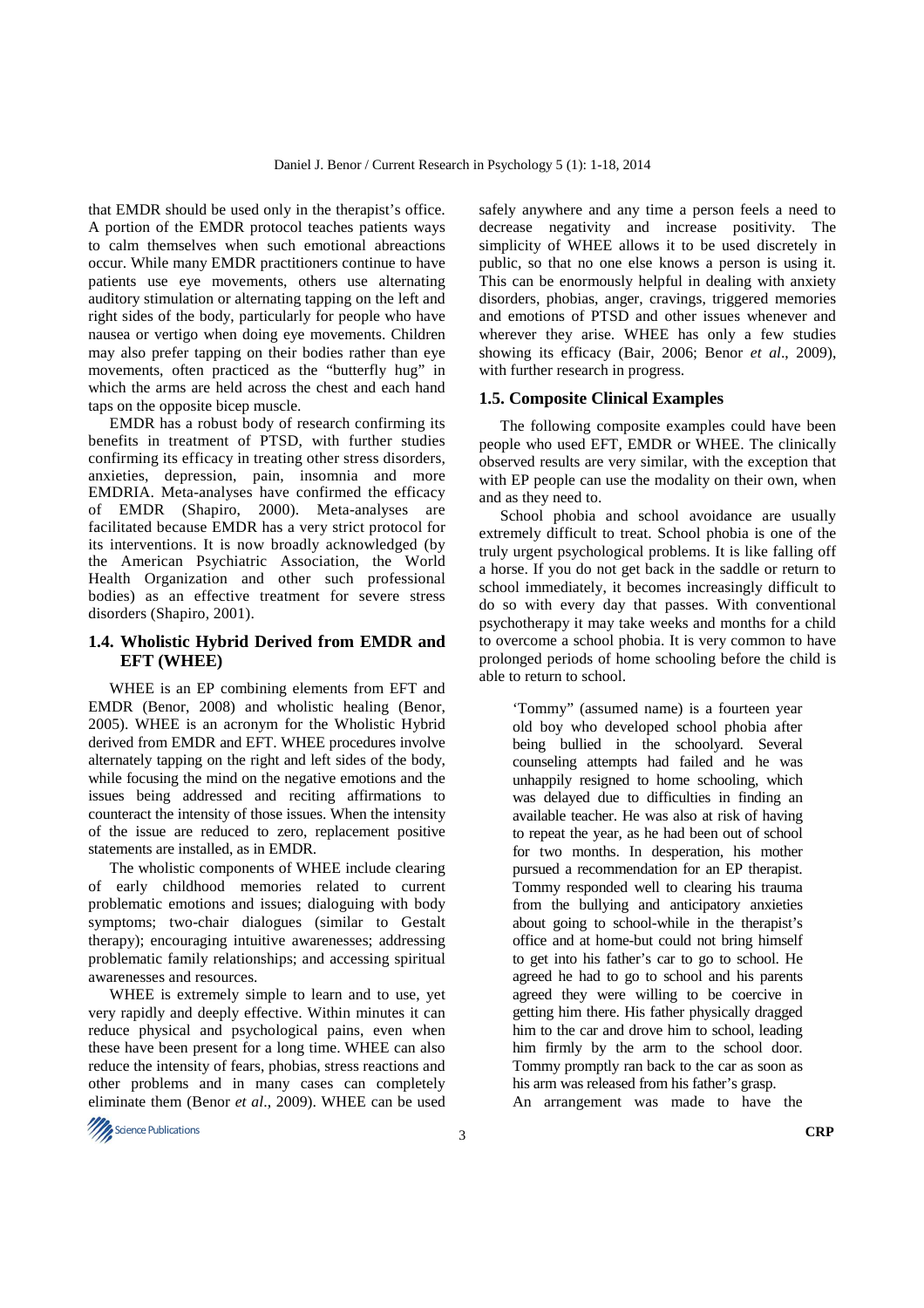that EMDR should be used only in the therapist's office. A portion of the EMDR protocol teaches patients ways to calm themselves when such emotional abreactions occur. While many EMDR practitioners continue to have patients use eye movements, others use alternating auditory stimulation or alternating tapping on the left and right sides of the body, particularly for people who have nausea or vertigo when doing eye movements. Children may also prefer tapping on their bodies rather than eye movements, often practiced as the "butterfly hug" in which the arms are held across the chest and each hand taps on the opposite bicep muscle.

EMDR has a robust body of research confirming its benefits in treatment of PTSD, with further studies confirming its efficacy in treating other stress disorders, anxieties, depression, pain, insomnia and more EMDRIA. Meta-analyses have confirmed the efficacy of EMDR (Shapiro, 2000). Meta-analyses are facilitated because EMDR has a very strict protocol for its interventions. It is now broadly acknowledged (by the American Psychiatric Association, the World Health Organization and other such professional bodies) as an effective treatment for severe stress disorders (Shapiro, 2001).

### 1.4. Wholistic Hybrid Derived from EMDR and EFT (WHEE)

WHEE is an EP combining elements from EFT and EMDR (Benor, 2008) and wholistic healing (Benor, 2005). WHEE is an acronym for the Wholistic Hybrid derived from EMDR and EFT. WHEE procedures involve alternately tapping on the right and left sides of the body, while focusing the mind on the negative emotions and the issues being addressed and reciting affirmations to counteract the intensity of those issues. When the intensity of the issue are reduced to zero, replacement positive statements are installed, as in EMDR.

The wholistic components of WHEE include clearing of early childhood memories related to current problematic emotions and issues; dialoguing with body symptoms; two-chair dialogues (similar to Gestalt therapy); encouraging intuitive awarenesses; addressing problematic family relationships; and accessing spiritual awarenesses and resources.

WHEE is extremely simple to learn and to use, yet very rapidly and deeply effective. Within minutes it can reduce physical and psychological pains, even when these have been present for a long time. WHEE can also reduce the intensity of fears, phobias, stress reactions and other problems and in many cases can completely eliminate them (Benor *et al*., 2009). WHEE can be used safely anywhere and any time a person feels a need to decrease negativity and increase positivity. The simplicity of WHEE allows it to be used discretely in public, so that no one else knows a person is using it. This can be enormously helpful in dealing with anxiety disorders, phobias, anger, cravings, triggered memories and emotions of PTSD and other issues whenever and wherever they arise. WHEE has only a few studies showing its efficacy (Bair, 2006; Benor *et al*., 2009), with further research in progress.

### 1.5. Composite Clinical Examples

The following composite examples could have been people who used EFT, EMDR or WHEE. The clinically observed results are very similar, with the exception that with EP people can use the modality on their own, when and as they need to.

School phobia and school avoidance are usually extremely difficult to treat. School phobia is one of the truly urgent psychological problems. It is like falling off a horse. If you do not get back in the saddle or return to school immediately, it becomes increasingly difficult to do so with every day that passes. With conventional psychotherapy it may take weeks and months for a child to overcome a school phobia. It is very common to have prolonged periods of home schooling before the child is able to return to school.

> 'Tommy" (assumed name) is a fourteen year old boy who developed school phobia after being bullied in the schoolyard. Several counseling attempts had failed and he was unhappily resigned to home schooling, which was delayed due to difficulties in finding an available teacher. He was also at risk of having to repeat the year, as he had been out of school for two months. In desperation, his mother pursued a recommendation for an EP therapist. Tommy responded well to clearing his trauma from the bullying and anticipatory anxieties about going to school-while in the therapist's office and at home-but could not bring himself to get into his father's car to go to school. He agreed he had to go to school and his parents agreed they were willing to be coercive in getting him there. His father physically dragged him to the car and drove him to school, leading him firmly by the arm to the school door. Tommy promptly ran back to the car as soon as his arm was released from his father's grasp.
>
> An arrangement was made to have the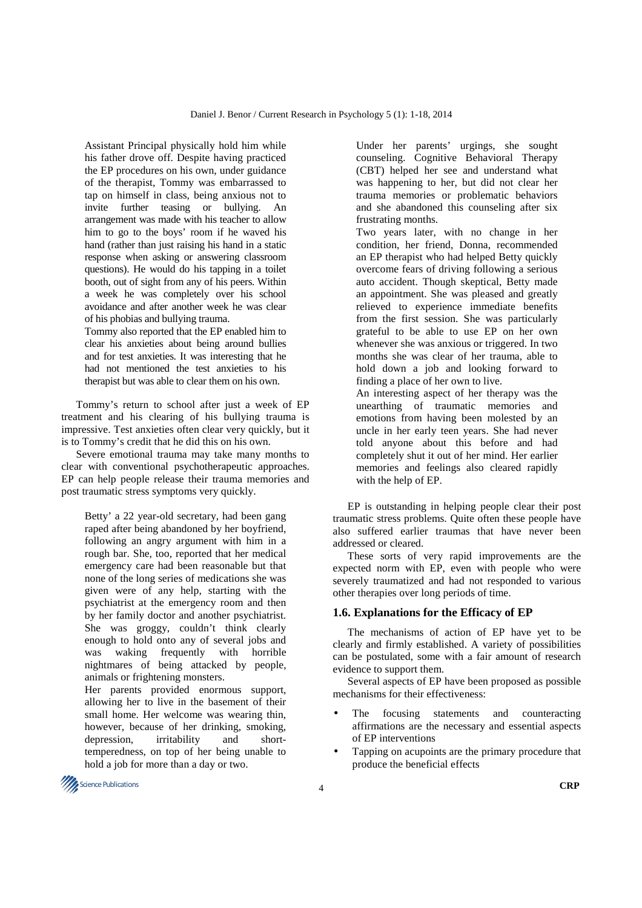Assistant Principal physically hold him while his father drove off. Despite having practiced the EP procedures on his own, under guidance of the therapist, Tommy was embarrassed to tap on himself in class, being anxious not to invite further teasing or bullying. An arrangement was made with his teacher to allow him to go to the boys' room if he waved his hand (rather than just raising his hand in a static response when asking or answering classroom questions). He would do his tapping in a toilet booth, out of sight from any of his peers. Within a week he was completely over his school avoidance and after another week he was clear of his phobias and bullying trauma.

> Tommy also reported that the EP enabled him to clear his anxieties about being around bullies and for test anxieties. It was interesting that he had not mentioned the test anxieties to his therapist but was able to clear them on his own.

Tommy's return to school after just a week of EP treatment and his clearing of his bullying trauma is impressive. Test anxieties often clear very quickly, but it is to Tommy's credit that he did this on his own.

Severe emotional trauma may take many months to clear with conventional psychotherapeutic approaches. EP can help people release their trauma memories and post traumatic stress symptoms very quickly.

> Betty' a 22 year-old secretary, had been gang raped after being abandoned by her boyfriend, following an angry argument with him in a rough bar. She, too, reported that her medical emergency care had been reasonable but that none of the long series of medications she was given were of any help, starting with the psychiatrist at the emergency room and then by her family doctor and another psychiatrist. She was groggy, couldn't think clearly enough to hold onto any of several jobs and was waking frequently with horrible nightmares of being attacked by people, animals or frightening monsters.
>
> Her parents provided enormous support, allowing her to live in the basement of their small home. Her welcome was wearing thin, however, because of her drinking, smoking, depression, irritability and short-temperedness, on top of her being unable to hold a job for more than a day or two.
>
> Under her parents' urgings, she sought counseling. Cognitive Behavioral Therapy (CBT) helped her see and understand what was happening to her, but did not clear her trauma memories or problematic behaviors and she abandoned this counseling after six frustrating months.
>
> Two years later, with no change in her condition, her friend, Donna, recommended an EP therapist who had helped Betty quickly overcome fears of driving following a serious auto accident. Though skeptical, Betty made an appointment. She was pleased and greatly relieved to experience immediate benefits from the first session. She was particularly grateful to be able to use EP on her own whenever she was anxious or triggered. In two months she was clear of her trauma, able to hold down a job and looking forward to finding a place of her own to live.
>
> An interesting aspect of her therapy was the unearthing of traumatic memories and emotions from having been molested by an uncle in her early teen years. She had never told anyone about this before and had completely shut it out of her mind. Her earlier memories and feelings also cleared rapidly with the help of EP.

EP is outstanding in helping people clear their post traumatic stress problems. Quite often these people have also suffered earlier traumas that have never been addressed or cleared.

These sorts of very rapid improvements are the expected norm with EP, even with people who were severely traumatized and had not responded to various other therapies over long periods of time.

### 1.6. Explanations for the Efficacy of EP

The mechanisms of action of EP have yet to be clearly and firmly established. A variety of possibilities can be postulated, some with a fair amount of research evidence to support them.

Several aspects of EP have been proposed as possible mechanisms for their effectiveness:

- The focusing statements and counteracting affirmations are the necessary and essential aspects of EP interventions
- Tapping on acupoints are the primary procedure that produce the beneficial effects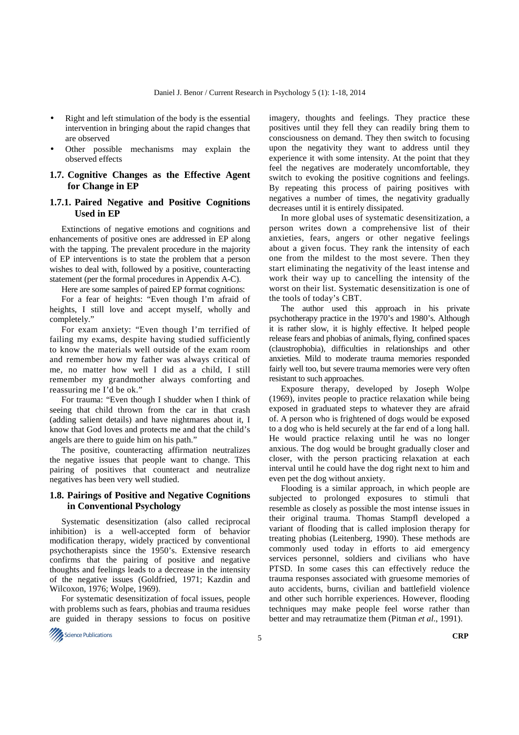- Right and left stimulation of the body is the essential intervention in bringing about the rapid changes that are observed
- Other possible mechanisms may explain the observed effects

### 1.7. Cognitive Changes as the Effective Agent for Change in EP

#### 1.7.1. Paired Negative and Positive Cognitions Used in EP

Extinctions of negative emotions and cognitions and enhancements of positive ones are addressed in EP along with the tapping. The prevalent procedure in the majority of EP interventions is to state the problem that a person wishes to deal with, followed by a positive, counteracting statement (per the formal procedures in Appendix A-C).

Here are some samples of paired EP format cognitions:

For a fear of heights: "Even though I'm afraid of heights, I still love and accept myself, wholly and completely."

For exam anxiety: "Even though I'm terrified of failing my exams, despite having studied sufficiently to know the materials well outside of the exam room and remember how my father was always critical of me, no matter how well I did as a child, I still remember my grandmother always comforting and reassuring me I'd be ok."

For trauma: "Even though I shudder when I think of seeing that child thrown from the car in that crash (adding salient details) and have nightmares about it, I know that God loves and protects me and that the child's angels are there to guide him on his path."

The positive, counteracting affirmation neutralizes the negative issues that people want to change. This pairing of positives that counteract and neutralize negatives has been very well studied.

### 1.8. Pairings of Positive and Negative Cognitions in Conventional Psychology

Systematic desensitization (also called reciprocal inhibition) is a well-accepted form of behavior modification therapy, widely practiced by conventional psychotherapists since the 1950's. Extensive research confirms that the pairing of positive and negative thoughts and feelings leads to a decrease in the intensity of the negative issues (Goldfried, 1971; Kazdin and Wilcoxon, 1976; Wolpe, 1969).

For systematic desensitization of focal issues, people with problems such as fears, phobias and trauma residues are guided in therapy sessions to focus on positive imagery, thoughts and feelings. They practice these positives until they fell they can readily bring them to consciousness on demand. They then switch to focusing upon the negativity they want to address until they experience it with some intensity. At the point that they feel the negatives are moderately uncomfortable, they switch to evoking the positive cognitions and feelings. By repeating this process of pairing positives with negatives a number of times, the negativity gradually decreases until it is entirely dissipated.

In more global uses of systematic desensitization, a person writes down a comprehensive list of their anxieties, fears, angers or other negative feelings about a given focus. They rank the intensity of each one from the mildest to the most severe. Then they start eliminating the negativity of the least intense and work their way up to cancelling the intensity of the worst on their list. Systematic desensitization is one of the tools of today's CBT.

The author used this approach in his private psychotherapy practice in the 1970's and 1980's. Although it is rather slow, it is highly effective. It helped people release fears and phobias of animals, flying, confined spaces (claustrophobia), difficulties in relationships and other anxieties. Mild to moderate trauma memories responded fairly well too, but severe trauma memories were very often resistant to such approaches.

Exposure therapy, developed by Joseph Wolpe (1969), invites people to practice relaxation while being exposed in graduated steps to whatever they are afraid of. A person who is frightened of dogs would be exposed to a dog who is held securely at the far end of a long hall. He would practice relaxing until he was no longer anxious. The dog would be brought gradually closer and closer, with the person practicing relaxation at each interval until he could have the dog right next to him and even pet the dog without anxiety.

Flooding is a similar approach, in which people are subjected to prolonged exposures to stimuli that resemble as closely as possible the most intense issues in their original trauma. Thomas Stampfl developed a variant of flooding that is called implosion therapy for treating phobias (Leitenberg, 1990). These methods are commonly used today in efforts to aid emergency services personnel, soldiers and civilians who have PTSD. In some cases this can effectively reduce the trauma responses associated with gruesome memories of auto accidents, burns, civilian and battlefield violence and other such horrible experiences. However, flooding techniques may make people feel worse rather than better and may retraumatize them (Pitman *et al*., 1991).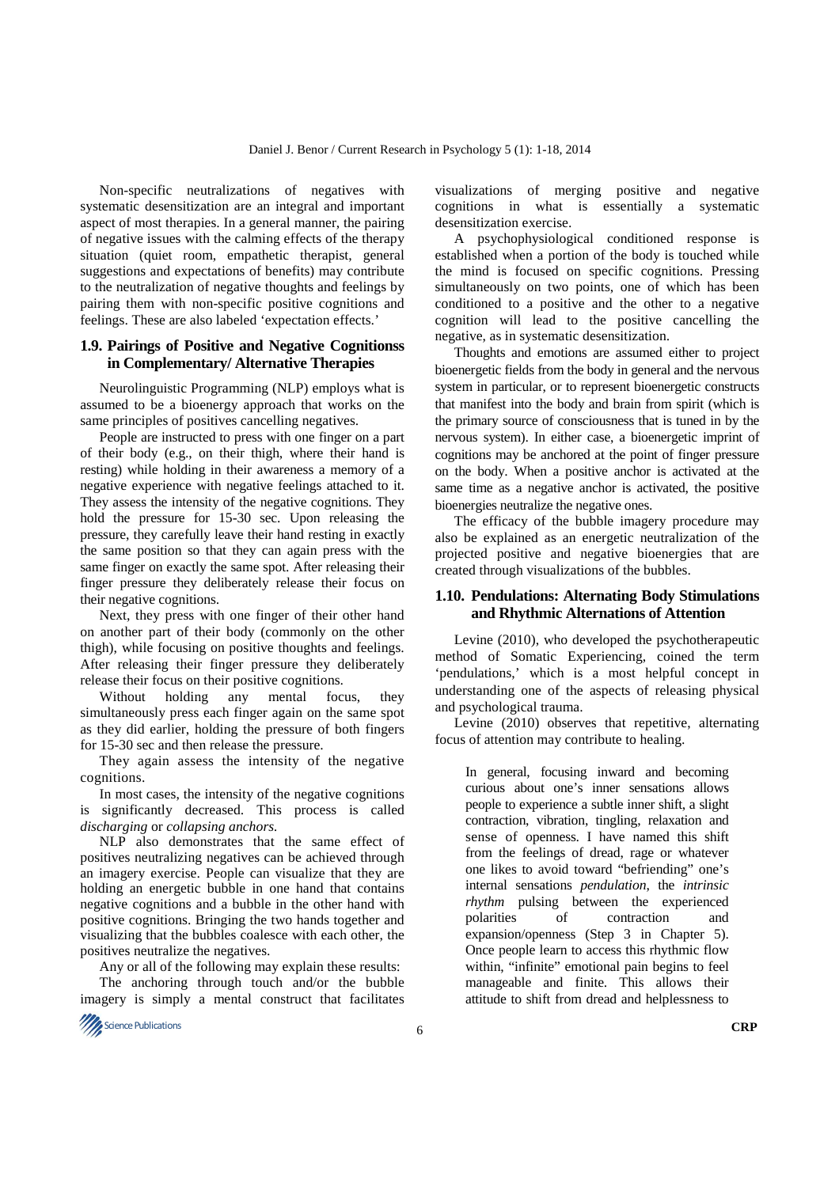Non-specific neutralizations of negatives with systematic desensitization are an integral and important aspect of most therapies. In a general manner, the pairing of negative issues with the calming effects of the therapy situation (quiet room, empathetic therapist, general suggestions and expectations of benefits) may contribute to the neutralization of negative thoughts and feelings by pairing them with non-specific positive cognitions and feelings. These are also labeled 'expectation effects.'

### 1.9. Pairings of Positive and Negative Cognitionss in Complementary/ Alternative Therapies

Neurolinguistic Programming (NLP) employs what is assumed to be a bioenergy approach that works on the same principles of positives cancelling negatives.

People are instructed to press with one finger on a part of their body (e.g., on their thigh, where their hand is resting) while holding in their awareness a memory of a negative experience with negative feelings attached to it. They assess the intensity of the negative cognitions. They hold the pressure for 15-30 sec. Upon releasing the pressure, they carefully leave their hand resting in exactly the same position so that they can again press with the same finger on exactly the same spot. After releasing their finger pressure they deliberately release their focus on their negative cognitions.

Next, they press with one finger of their other hand on another part of their body (commonly on the other thigh), while focusing on positive thoughts and feelings. After releasing their finger pressure they deliberately release their focus on their positive cognitions.

Without holding any mental focus, they simultaneously press each finger again on the same spot as they did earlier, holding the pressure of both fingers for 15-30 sec and then release the pressure.

They again assess the intensity of the negative cognitions.

In most cases, the intensity of the negative cognitions is significantly decreased. This process is called *discharging* or *collapsing anchors*.

NLP also demonstrates that the same effect of positives neutralizing negatives can be achieved through an imagery exercise. People can visualize that they are holding an energetic bubble in one hand that contains negative cognitions and a bubble in the other hand with positive cognitions. Bringing the two hands together and visualizing that the bubbles coalesce with each other, the positives neutralize the negatives.

Any or all of the following may explain these results:

The anchoring through touch and/or the bubble imagery is simply a mental construct that facilitates visualizations of merging positive and negative cognitions in what is essentially a systematic desensitization exercise.

A psychophysiological conditioned response is established when a portion of the body is touched while the mind is focused on specific cognitions. Pressing simultaneously on two points, one of which has been conditioned to a positive and the other to a negative cognition will lead to the positive cancelling the negative, as in systematic desensitization.

Thoughts and emotions are assumed either to project bioenergetic fields from the body in general and the nervous system in particular, or to represent bioenergetic constructs that manifest into the body and brain from spirit (which is the primary source of consciousness that is tuned in by the nervous system). In either case, a bioenergetic imprint of cognitions may be anchored at the point of finger pressure on the body. When a positive anchor is activated at the same time as a negative anchor is activated, the positive bioenergies neutralize the negative ones.

The efficacy of the bubble imagery procedure may also be explained as an energetic neutralization of the projected positive and negative bioenergies that are created through visualizations of the bubbles.

### 1.10. Pendulations: Alternating Body Stimulations and Rhythmic Alternations of Attention

Levine (2010), who developed the psychotherapeutic method of Somatic Experiencing, coined the term 'pendulations,' which is a most helpful concept in understanding one of the aspects of releasing physical and psychological trauma.

Levine (2010) observes that repetitive, alternating focus of attention may contribute to healing.

> In general, focusing inward and becoming curious about one's inner sensations allows people to experience a subtle inner shift, a slight contraction, vibration, tingling, relaxation and sense of openness. I have named this shift from the feelings of dread, rage or whatever one likes to avoid toward "befriending" one's internal sensations *pendulation*, the *intrinsic rhythm* pulsing between the experienced polarities of contraction and expansion/openness (Step 3 in Chapter 5). Once people learn to access this rhythmic flow within, "infinite" emotional pain begins to feel manageable and finite. This allows their attitude to shift from dread and helplessness to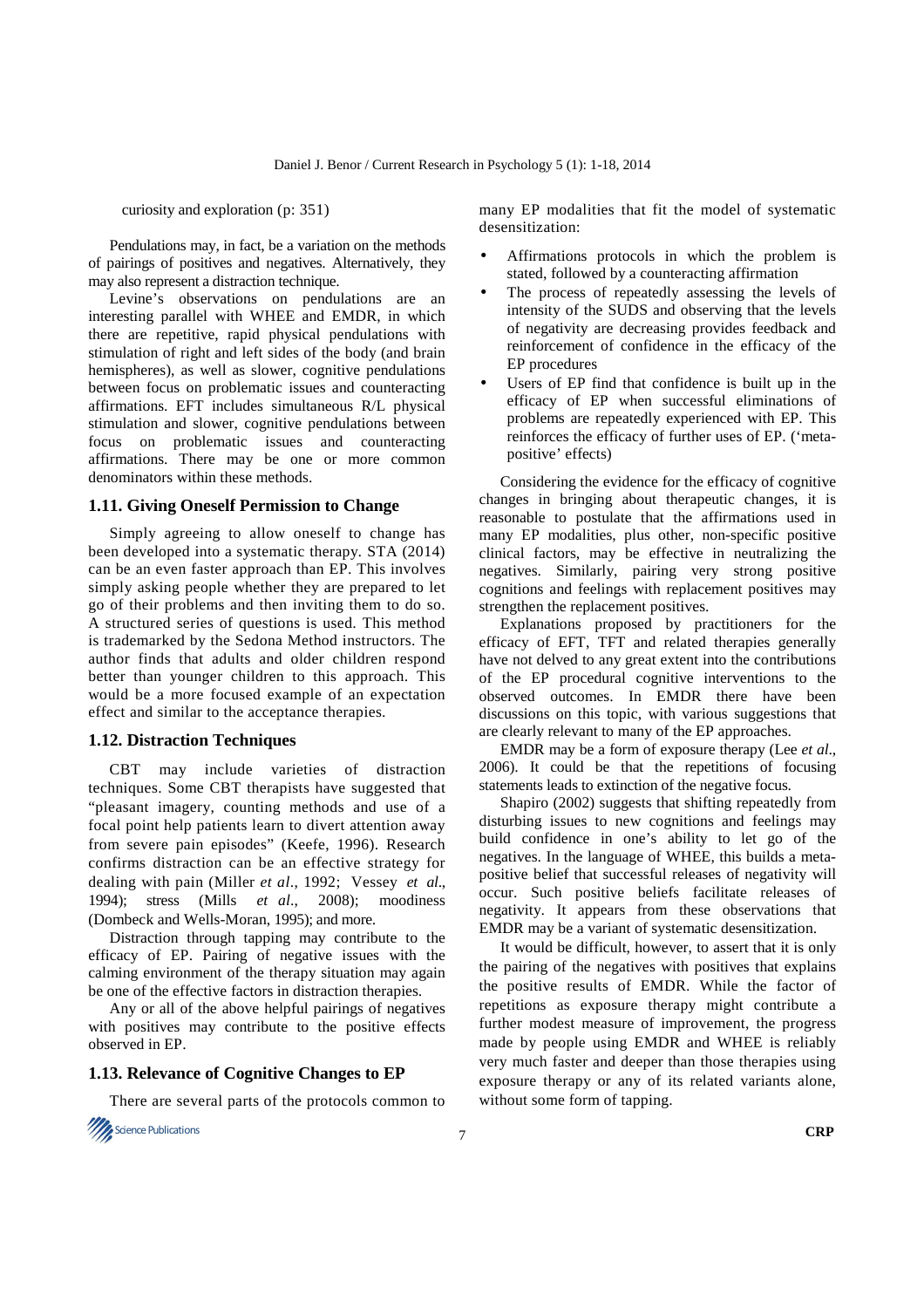curiosity and exploration (p: 351)

Pendulations may, in fact, be a variation on the methods of pairings of positives and negatives. Alternatively, they may also represent a distraction technique.

Levine's observations on pendulations are an interesting parallel with WHEE and EMDR, in which there are repetitive, rapid physical pendulations with stimulation of right and left sides of the body (and brain hemispheres), as well as slower, cognitive pendulations between focus on problematic issues and counteracting affirmations. EFT includes simultaneous R/L physical stimulation and slower, cognitive pendulations between focus on problematic issues and counteracting affirmations. There may be one or more common denominators within these methods.

### 1.11. Giving Oneself Permission to Change

Simply agreeing to allow oneself to change has been developed into a systematic therapy. STA (2014) can be an even faster approach than EP. This involves simply asking people whether they are prepared to let go of their problems and then inviting them to do so. A structured series of questions is used. This method is trademarked by the Sedona Method instructors. The author finds that adults and older children respond better than younger children to this approach. This would be a more focused example of an expectation effect and similar to the acceptance therapies.

### 1.12. Distraction Techniques

CBT may include varieties of distraction techniques. Some CBT therapists have suggested that "pleasant imagery, counting methods and use of a focal point help patients learn to divert attention away from severe pain episodes" (Keefe, 1996). Research confirms distraction can be an effective strategy for dealing with pain (Miller *et al*., 1992; Vessey *et al*., 1994); stress (Mills *et al*., 2008); moodiness (Dombeck and Wells-Moran, 1995); and more.

Distraction through tapping may contribute to the efficacy of EP. Pairing of negative issues with the calming environment of the therapy situation may again be one of the effective factors in distraction therapies.

Any or all of the above helpful pairings of negatives with positives may contribute to the positive effects observed in EP.

### 1.13. Relevance of Cognitive Changes to EP

There are several parts of the protocols common to many EP modalities that fit the model of systematic desensitization:

- Affirmations protocols in which the problem is stated, followed by a counteracting affirmation
- The process of repeatedly assessing the levels of intensity of the SUDS and observing that the levels of negativity are decreasing provides feedback and reinforcement of confidence in the efficacy of the EP procedures
- Users of EP find that confidence is built up in the efficacy of EP when successful eliminations of problems are repeatedly experienced with EP. This reinforces the efficacy of further uses of EP. ('meta-positive' effects)

Considering the evidence for the efficacy of cognitive changes in bringing about therapeutic changes, it is reasonable to postulate that the affirmations used in many EP modalities, plus other, non-specific positive clinical factors, may be effective in neutralizing the negatives. Similarly, pairing very strong positive cognitions and feelings with replacement positives may strengthen the replacement positives.

Explanations proposed by practitioners for the efficacy of EFT, TFT and related therapies generally have not delved to any great extent into the contributions of the EP procedural cognitive interventions to the observed outcomes. In EMDR there have been discussions on this topic, with various suggestions that are clearly relevant to many of the EP approaches.

EMDR may be a form of exposure therapy (Lee *et al*., 2006). It could be that the repetitions of focusing statements leads to extinction of the negative focus.

Shapiro (2002) suggests that shifting repeatedly from disturbing issues to new cognitions and feelings may build confidence in one's ability to let go of the negatives. In the language of WHEE, this builds a meta-positive belief that successful releases of negativity will occur. Such positive beliefs facilitate releases of negativity. It appears from these observations that EMDR may be a variant of systematic desensitization.

It would be difficult, however, to assert that it is only the pairing of the negatives with positives that explains the positive results of EMDR. While the factor of repetitions as exposure therapy might contribute a further modest measure of improvement, the progress made by people using EMDR and WHEE is reliably very much faster and deeper than those therapies using exposure therapy or any of its related variants alone, without some form of tapping.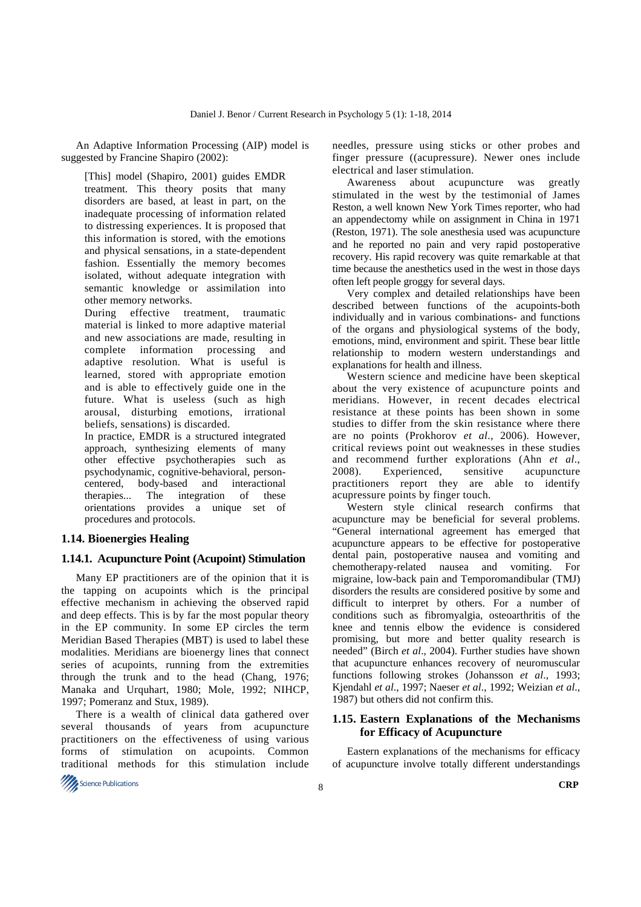An Adaptive Information Processing (AIP) model is suggested by Francine Shapiro (2002):

> [This] model (Shapiro, 2001) guides EMDR treatment. This theory posits that many disorders are based, at least in part, on the inadequate processing of information related to distressing experiences. It is proposed that this information is stored, with the emotions and physical sensations, in a state-dependent fashion. Essentially the memory becomes isolated, without adequate integration with semantic knowledge or assimilation into other memory networks.
>
> During effective treatment, traumatic material is linked to more adaptive material and new associations are made, resulting in complete information processing and adaptive resolution. What is useful is learned, stored with appropriate emotion and is able to effectively guide one in the future. What is useless (such as high arousal, disturbing emotions, irrational beliefs, sensations) is discarded.
>
> In practice, EMDR is a structured integrated approach, synthesizing elements of many other effective psychotherapies such as psychodynamic, cognitive-behavioral, person-centered, body-based and interactional therapies... The integration of these orientations provides a unique set of procedures and protocols.

## 1.14. Bioenergies Healing

### 1.14.1. Acupuncture Point (Acupoint) Stimulation

Many EP practitioners are of the opinion that it is the tapping on acupoints which is the principal effective mechanism in achieving the observed rapid and deep effects. This is by far the most popular theory in the EP community. In some EP circles the term Meridian Based Therapies (MBT) is used to label these modalities. Meridians are bioenergy lines that connect series of acupoints, running from the extremities through the trunk and to the head (Chang, 1976; Manaka and Urquhart, 1980; Mole, 1992; NIHCP, 1997; Pomeranz and Stux, 1989).

There is a wealth of clinical data gathered over several thousands of years from acupuncture practitioners on the effectiveness of using various forms of stimulation on acupoints. Common traditional methods for this stimulation include needles, pressure using sticks or other probes and finger pressure ((acupressure). Newer ones include electrical and laser stimulation.

Awareness about acupuncture was greatly stimulated in the west by the testimonial of James Reston, a well known New York Times reporter, who had an appendectomy while on assignment in China in 1971 (Reston, 1971). The sole anesthesia used was acupuncture and he reported no pain and very rapid postoperative recovery. His rapid recovery was quite remarkable at that time because the anesthetics used in the west in those days often left people groggy for several days.

Very complex and detailed relationships have been described between functions of the acupoints-both individually and in various combinations- and functions of the organs and physiological systems of the body, emotions, mind, environment and spirit. These bear little relationship to modern western understandings and explanations for health and illness.

Western science and medicine have been skeptical about the very existence of acupuncture points and meridians. However, in recent decades electrical resistance at these points has been shown in some studies to differ from the skin resistance where there are no points (Prokhorov *et al*., 2006). However, critical reviews point out weaknesses in these studies and recommend further explorations (Ahn *et al*., 2008). Experienced, sensitive acupuncture practitioners report they are able to identify acupressure points by finger touch.

Western style clinical research confirms that acupuncture may be beneficial for several problems. "General international agreement has emerged that acupuncture appears to be effective for postoperative dental pain, postoperative nausea and vomiting and chemotherapy-related nausea and vomiting. For migraine, low-back pain and Temporomandibular (TMJ) disorders the results are considered positive by some and difficult to interpret by others. For a number of conditions such as fibromyalgia, osteoarthritis of the knee and tennis elbow the evidence is considered promising, but more and better quality research is needed" (Birch *et al*., 2004). Further studies have shown that acupuncture enhances recovery of neuromuscular functions following strokes (Johansson *et al*., 1993; Kjendahl *et al*., 1997; Naeser *et al*., 1992; Weizian *et al*., 1987) but others did not confirm this.

## 1.15. Eastern Explanations of the Mechanisms for Efficacy of Acupuncture

Eastern explanations of the mechanisms for efficacy of acupuncture involve totally different understandings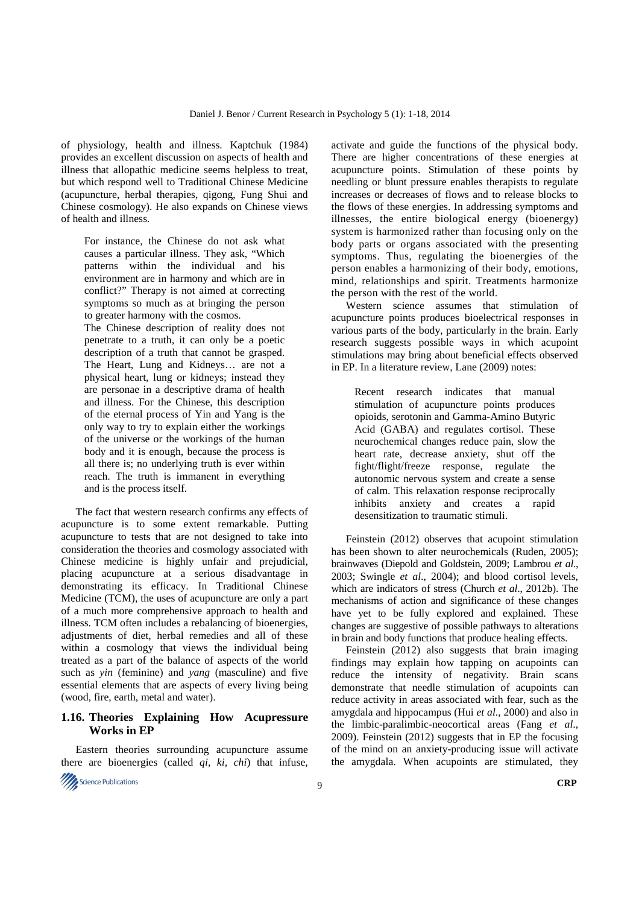of physiology, health and illness. Kaptchuk (1984) provides an excellent discussion on aspects of health and illness that allopathic medicine seems helpless to treat, but which respond well to Traditional Chinese Medicine (acupuncture, herbal therapies, qigong, Fung Shui and Chinese cosmology). He also expands on Chinese views of health and illness.

> For instance, the Chinese do not ask what causes a particular illness. They ask, "Which patterns within the individual and his environment are in harmony and which are in conflict?" Therapy is not aimed at correcting symptoms so much as at bringing the person to greater harmony with the cosmos.
>
> The Chinese description of reality does not penetrate to a truth, it can only be a poetic description of a truth that cannot be grasped. The Heart, Lung and Kidneys… are not a physical heart, lung or kidneys; instead they are personae in a descriptive drama of health and illness. For the Chinese, this description of the eternal process of Yin and Yang is the only way to try to explain either the workings of the universe or the workings of the human body and it is enough, because the process is all there is; no underlying truth is ever within reach. The truth is immanent in everything and is the process itself.

The fact that western research confirms any effects of acupuncture is to some extent remarkable. Putting acupuncture to tests that are not designed to take into consideration the theories and cosmology associated with Chinese medicine is highly unfair and prejudicial, placing acupuncture at a serious disadvantage in demonstrating its efficacy. In Traditional Chinese Medicine (TCM), the uses of acupuncture are only a part of a much more comprehensive approach to health and illness. TCM often includes a rebalancing of bioenergies, adjustments of diet, herbal remedies and all of these within a cosmology that views the individual being treated as a part of the balance of aspects of the world such as *yin* (feminine) and *yang* (masculine) and five essential elements that are aspects of every living being (wood, fire, earth, metal and water).

## 1.16. Theories Explaining How Acupressure Works in EP

Eastern theories surrounding acupuncture assume there are bioenergies (called *qi*, *ki*, *chi*) that infuse, activate and guide the functions of the physical body. There are higher concentrations of these energies at acupuncture points. Stimulation of these points by needling or blunt pressure enables therapists to regulate increases or decreases of flows and to release blocks to the flows of these energies. In addressing symptoms and illnesses, the entire biological energy (bioenergy) system is harmonized rather than focusing only on the body parts or organs associated with the presenting symptoms. Thus, regulating the bioenergies of the person enables a harmonizing of their body, emotions, mind, relationships and spirit. Treatments harmonize the person with the rest of the world.

Western science assumes that stimulation of acupuncture points produces bioelectrical responses in various parts of the body, particularly in the brain. Early research suggests possible ways in which acupoint stimulations may bring about beneficial effects observed in EP. In a literature review, Lane (2009) notes:

> Recent research indicates that manual stimulation of acupuncture points produces opioids, serotonin and Gamma-Amino Butyric Acid (GABA) and regulates cortisol. These neurochemical changes reduce pain, slow the heart rate, decrease anxiety, shut off the fight/flight/freeze response, regulate the autonomic nervous system and create a sense of calm. This relaxation response reciprocally inhibits anxiety and creates a rapid desensitization to traumatic stimuli.

Feinstein (2012) observes that acupoint stimulation has been shown to alter neurochemicals (Ruden, 2005); brainwaves (Diepold and Goldstein, 2009; Lambrou *et al*., 2003; Swingle *et al*., 2004); and blood cortisol levels, which are indicators of stress (Church *et al*., 2012b). The mechanisms of action and significance of these changes have yet to be fully explored and explained. These changes are suggestive of possible pathways to alterations in brain and body functions that produce healing effects.

Feinstein (2012) also suggests that brain imaging findings may explain how tapping on acupoints can reduce the intensity of negativity. Brain scans demonstrate that needle stimulation of acupoints can reduce activity in areas associated with fear, such as the amygdala and hippocampus (Hui *et al*., 2000) and also in the limbic-paralimbic-neocortical areas (Fang *et al*., 2009). Feinstein (2012) suggests that in EP the focusing of the mind on an anxiety-producing issue will activate the amygdala. When acupoints are stimulated, they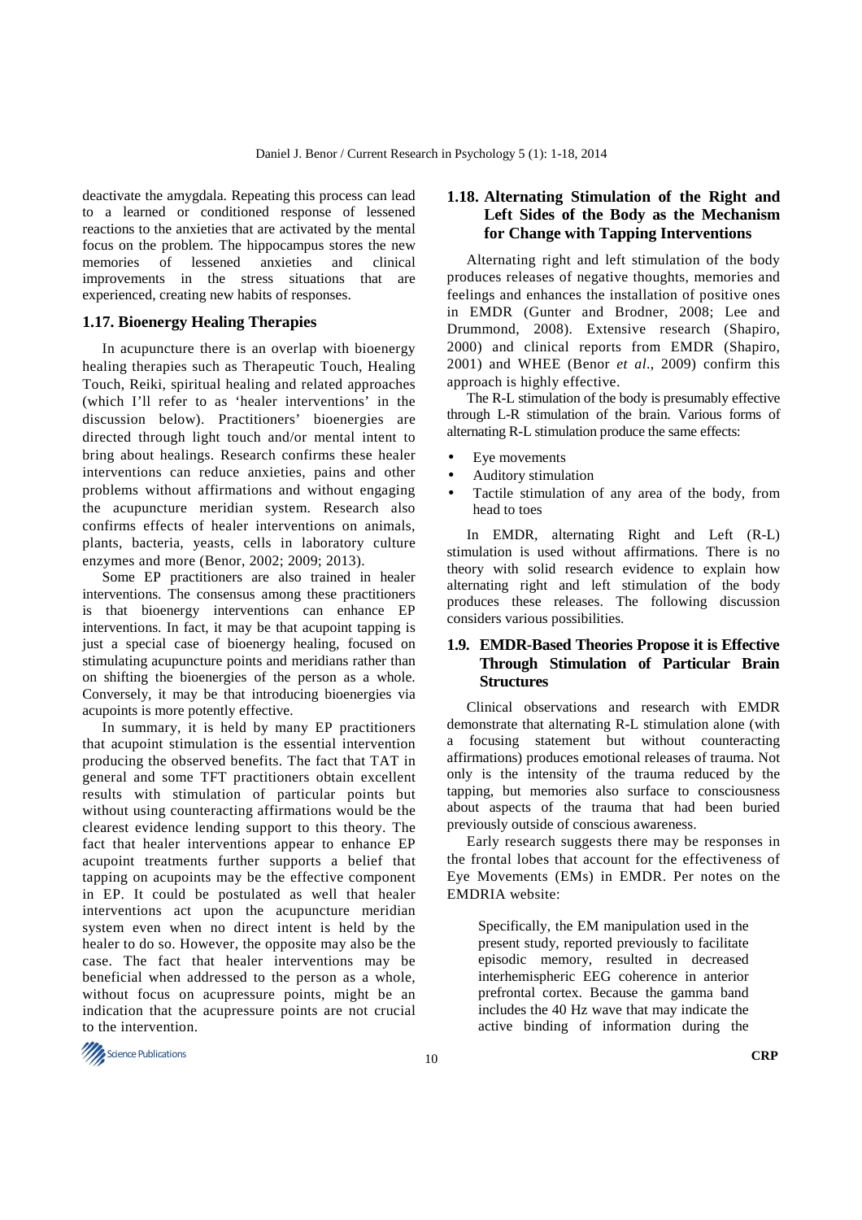deactivate the amygdala. Repeating this process can lead to a learned or conditioned response of lessened reactions to the anxieties that are activated by the mental focus on the problem. The hippocampus stores the new memories of lessened anxieties and clinical improvements in the stress situations that are experienced, creating new habits of responses.

### 1.17. Bioenergy Healing Therapies

In acupuncture there is an overlap with bioenergy healing therapies such as Therapeutic Touch, Healing Touch, Reiki, spiritual healing and related approaches (which I'll refer to as 'healer interventions' in the discussion below). Practitioners' bioenergies are directed through light touch and/or mental intent to bring about healings. Research confirms these healer interventions can reduce anxieties, pains and other problems without affirmations and without engaging the acupuncture meridian system. Research also confirms effects of healer interventions on animals, plants, bacteria, yeasts, cells in laboratory culture enzymes and more (Benor, 2002; 2009; 2013).

Some EP practitioners are also trained in healer interventions. The consensus among these practitioners is that bioenergy interventions can enhance EP interventions. In fact, it may be that acupoint tapping is just a special case of bioenergy healing, focused on stimulating acupuncture points and meridians rather than on shifting the bioenergies of the person as a whole. Conversely, it may be that introducing bioenergies via acupoints is more potently effective.

In summary, it is held by many EP practitioners that acupoint stimulation is the essential intervention producing the observed benefits. The fact that TAT in general and some TFT practitioners obtain excellent results with stimulation of particular points but without using counteracting affirmations would be the clearest evidence lending support to this theory. The fact that healer interventions appear to enhance EP acupoint treatments further supports a belief that tapping on acupoints may be the effective component in EP. It could be postulated as well that healer interventions act upon the acupuncture meridian system even when no direct intent is held by the healer to do so. However, the opposite may also be the case. The fact that healer interventions may be beneficial when addressed to the person as a whole, without focus on acupressure points, might be an indication that the acupressure points are not crucial to the intervention.

### 1.18. Alternating Stimulation of the Right and Left Sides of the Body as the Mechanism for Change with Tapping Interventions

Alternating right and left stimulation of the body produces releases of negative thoughts, memories and feelings and enhances the installation of positive ones in EMDR (Gunter and Brodner, 2008; Lee and Drummond, 2008). Extensive research (Shapiro, 2000) and clinical reports from EMDR (Shapiro, 2001) and WHEE (Benor *et al*., 2009) confirm this approach is highly effective.

The R-L stimulation of the body is presumably effective through L-R stimulation of the brain. Various forms of alternating R-L stimulation produce the same effects:

- Eye movements
- Auditory stimulation
- Tactile stimulation of any area of the body, from head to toes

In EMDR, alternating Right and Left (R-L) stimulation is used without affirmations. There is no theory with solid research evidence to explain how alternating right and left stimulation of the body produces these releases. The following discussion considers various possibilities.

### 1.9. EMDR-Based Theories Propose it is Effective Through Stimulation of Particular Brain Structures

Clinical observations and research with EMDR demonstrate that alternating R-L stimulation alone (with a focusing statement but without counteracting affirmations) produces emotional releases of trauma. Not only is the intensity of the trauma reduced by the tapping, but memories also surface to consciousness about aspects of the trauma that had been buried previously outside of conscious awareness.

Early research suggests there may be responses in the frontal lobes that account for the effectiveness of Eye Movements (EMs) in EMDR. Per notes on the EMDRIA website:

> Specifically, the EM manipulation used in the present study, reported previously to facilitate episodic memory, resulted in decreased interhemispheric EEG coherence in anterior prefrontal cortex. Because the gamma band includes the 40 Hz wave that may indicate the active binding of information during the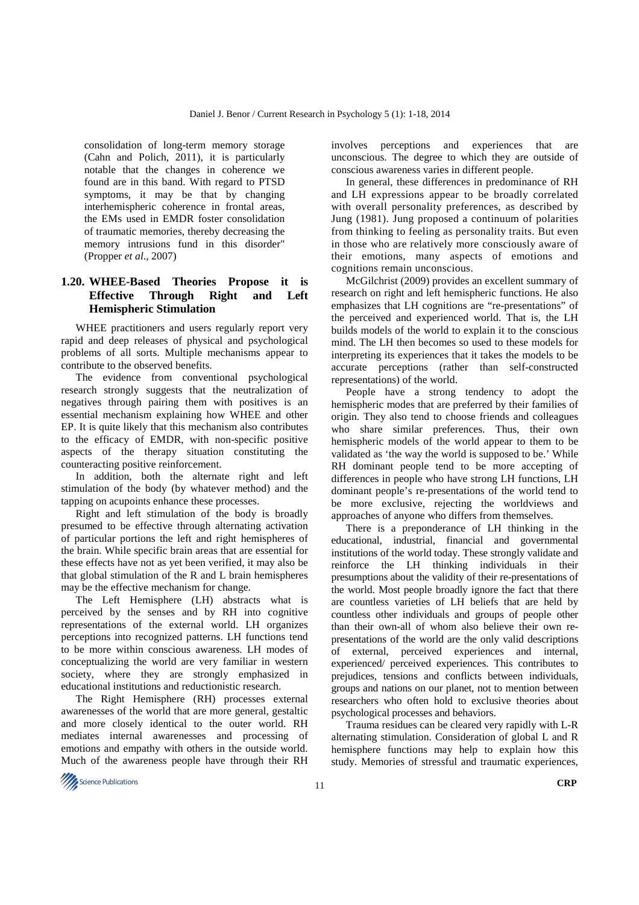consolidation of long-term memory storage (Cahn and Polich, 2011), it is particularly notable that the changes in coherence we found are in this band. With regard to PTSD symptoms, it may be that by changing interhemispheric coherence in frontal areas, the EMs used in EMDR foster consolidation of traumatic memories, thereby decreasing the memory intrusions fund in this disorder" (Propper *et al*., 2007)

## 1.20. WHEE-Based Theories Propose it is Effective Through Right and Left Hemispheric Stimulation

WHEE practitioners and users regularly report very rapid and deep releases of physical and psychological problems of all sorts. Multiple mechanisms appear to contribute to the observed benefits.

The evidence from conventional psychological research strongly suggests that the neutralization of negatives through pairing them with positives is an essential mechanism explaining how WHEE and other EP. It is quite likely that this mechanism also contributes to the efficacy of EMDR, with non-specific positive aspects of the therapy situation constituting the counteracting positive reinforcement.

In addition, both the alternate right and left stimulation of the body (by whatever method) and the tapping on acupoints enhance these processes.

Right and left stimulation of the body is broadly presumed to be effective through alternating activation of particular portions the left and right hemispheres of the brain. While specific brain areas that are essential for these effects have not as yet been verified, it may also be that global stimulation of the R and L brain hemispheres may be the effective mechanism for change.

The Left Hemisphere (LH) abstracts what is perceived by the senses and by RH into cognitive representations of the external world. LH organizes perceptions into recognized patterns. LH functions tend to be more within conscious awareness. LH modes of conceptualizing the world are very familiar in western society, where they are strongly emphasized in educational institutions and reductionistic research.

The Right Hemisphere (RH) processes external awarenesses of the world that are more general, gestaltic and more closely identical to the outer world. RH mediates internal awarenesses and processing of emotions and empathy with others in the outside world. Much of the awareness people have through their RH involves perceptions and experiences that are unconscious. The degree to which they are outside of conscious awareness varies in different people.

In general, these differences in predominance of RH and LH expressions appear to be broadly correlated with overall personality preferences, as described by Jung (1981). Jung proposed a continuum of polarities from thinking to feeling as personality traits. But even in those who are relatively more consciously aware of their emotions, many aspects of emotions and cognitions remain unconscious.

McGilchrist (2009) provides an excellent summary of research on right and left hemispheric functions. He also emphasizes that LH cognitions are "re-presentations" of the perceived and experienced world. That is, the LH builds models of the world to explain it to the conscious mind. The LH then becomes so used to these models for interpreting its experiences that it takes the models to be accurate perceptions (rather than self-constructed representations) of the world.

People have a strong tendency to adopt the hemispheric modes that are preferred by their families of origin. They also tend to choose friends and colleagues who share similar preferences. Thus, their own hemispheric models of the world appear to them to be validated as 'the way the world is supposed to be.' While RH dominant people tend to be more accepting of differences in people who have strong LH functions, LH dominant people's re-presentations of the world tend to be more exclusive, rejecting the worldviews and approaches of anyone who differs from themselves.

There is a preponderance of LH thinking in the educational, industrial, financial and governmental institutions of the world today. These strongly validate and reinforce the LH thinking individuals in their presumptions about the validity of their re-presentations of the world. Most people broadly ignore the fact that there are countless varieties of LH beliefs that are held by countless other individuals and groups of people other than their own-all of whom also believe their own re-presentations of the world are the only valid descriptions of external, perceived experiences and internal, experienced/ perceived experiences. This contributes to prejudices, tensions and conflicts between individuals, groups and nations on our planet, not to mention between researchers who often hold to exclusive theories about psychological processes and behaviors.

Trauma residues can be cleared very rapidly with L-R alternating stimulation. Consideration of global L and R hemisphere functions may help to explain how this study. Memories of stressful and traumatic experiences,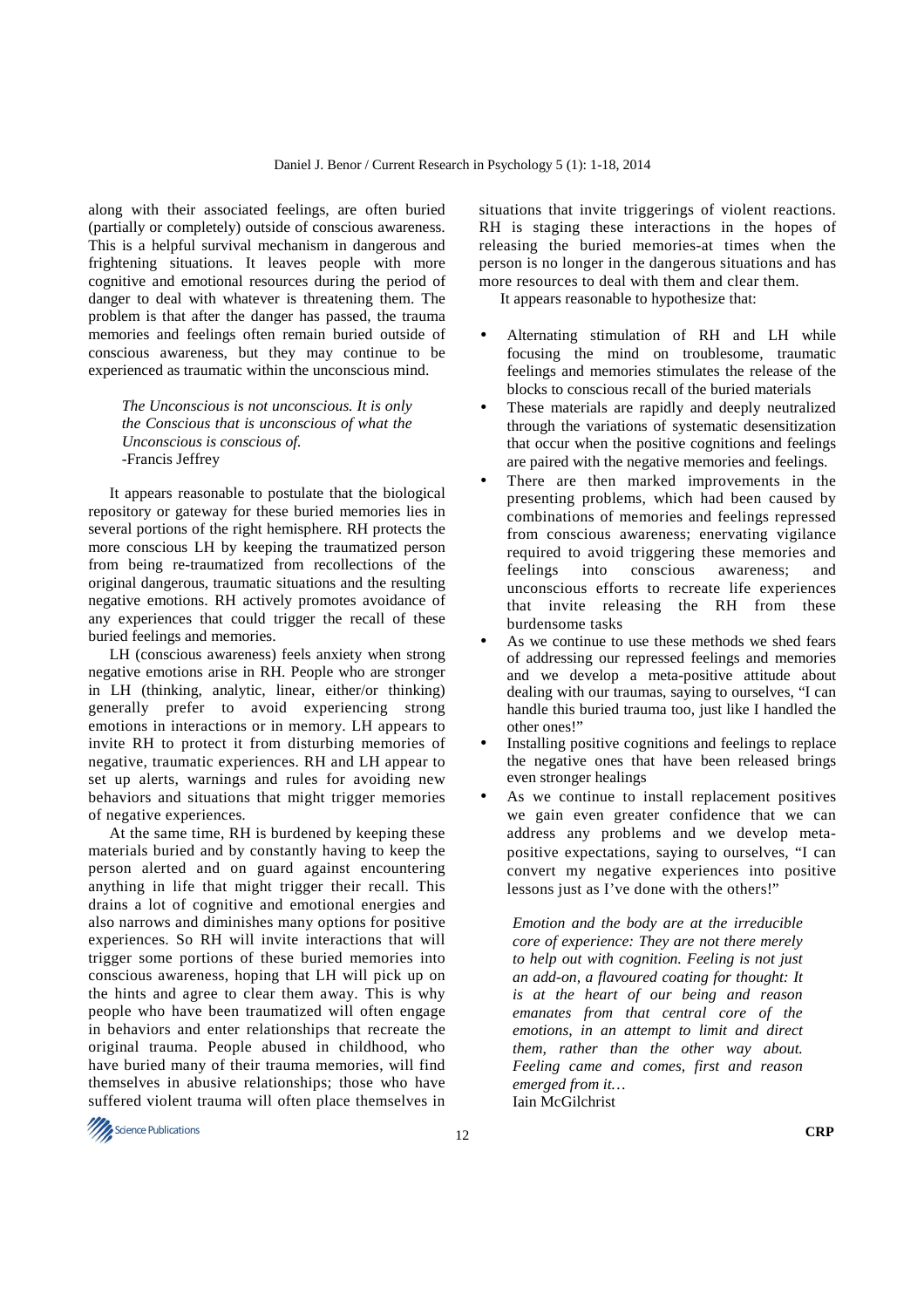along with their associated feelings, are often buried (partially or completely) outside of conscious awareness. This is a helpful survival mechanism in dangerous and frightening situations. It leaves people with more cognitive and emotional resources during the period of danger to deal with whatever is threatening them. The problem is that after the danger has passed, the trauma memories and feelings often remain buried outside of conscious awareness, but they may continue to be experienced as traumatic within the unconscious mind.

> *The Unconscious is not unconscious. It is only the Conscious that is unconscious of what the Unconscious is conscious of.*
> -Francis Jeffrey

It appears reasonable to postulate that the biological repository or gateway for these buried memories lies in several portions of the right hemisphere. RH protects the more conscious LH by keeping the traumatized person from being re-traumatized from recollections of the original dangerous, traumatic situations and the resulting negative emotions. RH actively promotes avoidance of any experiences that could trigger the recall of these buried feelings and memories.

LH (conscious awareness) feels anxiety when strong negative emotions arise in RH. People who are stronger in LH (thinking, analytic, linear, either/or thinking) generally prefer to avoid experiencing strong emotions in interactions or in memory. LH appears to invite RH to protect it from disturbing memories of negative, traumatic experiences. RH and LH appear to set up alerts, warnings and rules for avoiding new behaviors and situations that might trigger memories of negative experiences.

At the same time, RH is burdened by keeping these materials buried and by constantly having to keep the person alerted and on guard against encountering anything in life that might trigger their recall. This drains a lot of cognitive and emotional energies and also narrows and diminishes many options for positive experiences. So RH will invite interactions that will trigger some portions of these buried memories into conscious awareness, hoping that LH will pick up on the hints and agree to clear them away. This is why people who have been traumatized will often engage in behaviors and enter relationships that recreate the original trauma. People abused in childhood, who have buried many of their trauma memories, will find themselves in abusive relationships; those who have suffered violent trauma will often place themselves in situations that invite triggerings of violent reactions. RH is staging these interactions in the hopes of releasing the buried memories-at times when the person is no longer in the dangerous situations and has more resources to deal with them and clear them.

It appears reasonable to hypothesize that:

- Alternating stimulation of RH and LH while focusing the mind on troublesome, traumatic feelings and memories stimulates the release of the blocks to conscious recall of the buried materials
- These materials are rapidly and deeply neutralized through the variations of systematic desensitization that occur when the positive cognitions and feelings are paired with the negative memories and feelings.
- There are then marked improvements in the presenting problems, which had been caused by combinations of memories and feelings repressed from conscious awareness; enervating vigilance required to avoid triggering these memories and feelings into conscious awareness; and unconscious efforts to recreate life experiences that invite releasing the RH from these burdensome tasks
- As we continue to use these methods we shed fears of addressing our repressed feelings and memories and we develop a meta-positive attitude about dealing with our traumas, saying to ourselves, "I can handle this buried trauma too, just like I handled the other ones!"
- Installing positive cognitions and feelings to replace the negative ones that have been released brings even stronger healings
- As we continue to install replacement positives we gain even greater confidence that we can address any problems and we develop meta-positive expectations, saying to ourselves, "I can convert my negative experiences into positive lessons just as I've done with the others!"

> *Emotion and the body are at the irreducible core of experience: They are not there merely to help out with cognition. Feeling is not just an add-on, a flavoured coating for thought: It is at the heart of our being and reason emanates from that central core of the emotions, in an attempt to limit and direct them, rather than the other way about. Feeling came and comes, first and reason emerged from it…*
> Iain McGilchrist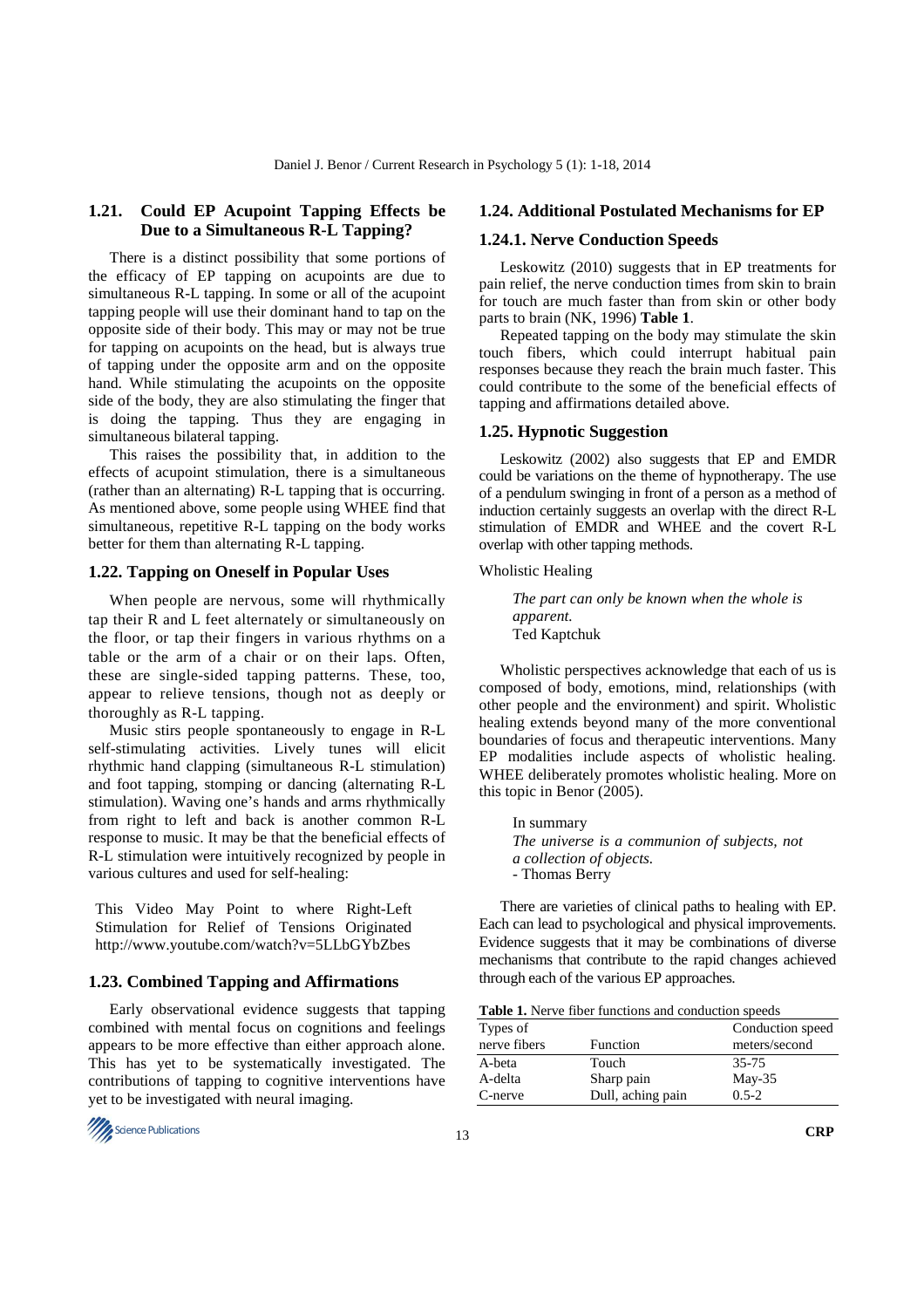## 1.21. Could EP Acupoint Tapping Effects be Due to a Simultaneous R-L Tapping?

There is a distinct possibility that some portions of the efficacy of EP tapping on acupoints are due to simultaneous R-L tapping. In some or all of the acupoint tapping people will use their dominant hand to tap on the opposite side of their body. This may or may not be true for tapping on acupoints on the head, but is always true of tapping under the opposite arm and on the opposite hand. While stimulating the acupoints on the opposite side of the body, they are also stimulating the finger that is doing the tapping. Thus they are engaging in simultaneous bilateral tapping.

This raises the possibility that, in addition to the effects of acupoint stimulation, there is a simultaneous (rather than an alternating) R-L tapping that is occurring. As mentioned above, some people using WHEE find that simultaneous, repetitive R-L tapping on the body works better for them than alternating R-L tapping.

## 1.22. Tapping on Oneself in Popular Uses

When people are nervous, some will rhythmically tap their R and L feet alternately or simultaneously on the floor, or tap their fingers in various rhythms on a table or the arm of a chair or on their laps. Often, these are single-sided tapping patterns. These, too, appear to relieve tensions, though not as deeply or thoroughly as R-L tapping.

Music stirs people spontaneously to engage in R-L self-stimulating activities. Lively tunes will elicit rhythmic hand clapping (simultaneous R-L stimulation) and foot tapping, stomping or dancing (alternating R-L stimulation). Waving one's hands and arms rhythmically from right to left and back is another common R-L response to music. It may be that the beneficial effects of R-L stimulation were intuitively recognized by people in various cultures and used for self-healing:

This Video May Point to where Right-Left Stimulation for Relief of Tensions Originated http://www.youtube.com/watch?v=5LLbGYbZbes

## 1.23. Combined Tapping and Affirmations

Early observational evidence suggests that tapping combined with mental focus on cognitions and feelings appears to be more effective than either approach alone. This has yet to be systematically investigated. The contributions of tapping to cognitive interventions have yet to be investigated with neural imaging.

## 1.24. Additional Postulated Mechanisms for EP

### 1.24.1. Nerve Conduction Speeds

Leskowitz (2010) suggests that in EP treatments for pain relief, the nerve conduction times from skin to brain for touch are much faster than from skin or other body parts to brain (NK, 1996) **Table 1**.

Repeated tapping on the body may stimulate the skin touch fibers, which could interrupt habitual pain responses because they reach the brain much faster. This could contribute to the some of the beneficial effects of tapping and affirmations detailed above.

## 1.25. Hypnotic Suggestion

Leskowitz (2002) also suggests that EP and EMDR could be variations on the theme of hypnotherapy. The use of a pendulum swinging in front of a person as a method of induction certainly suggests an overlap with the direct R-L stimulation of EMDR and WHEE and the covert R-L overlap with other tapping methods.

Wholistic Healing

> *The part can only be known when the whole is apparent.*
> Ted Kaptchuk

Wholistic perspectives acknowledge that each of us is composed of body, emotions, mind, relationships (with other people and the environment) and spirit. Wholistic healing extends beyond many of the more conventional boundaries of focus and therapeutic interventions. Many EP modalities include aspects of wholistic healing. WHEE deliberately promotes wholistic healing. More on this topic in Benor (2005).

> In summary
> *The universe is a communion of subjects, not a collection of objects.*
> - Thomas Berry

There are varieties of clinical paths to healing with EP. Each can lead to psychological and physical improvements. Evidence suggests that it may be combinations of diverse mechanisms that contribute to the rapid changes achieved through each of the various EP approaches.

**Table 1.** Nerve fiber functions and conduction speeds

| Types of nerve fibers | Function | Conduction speed meters/second |
|---|---|---|
| A-beta | Touch | 35-75 |
| A-delta | Sharp pain | May-35 |
| C-nerve | Dull, aching pain | 0.5-2 |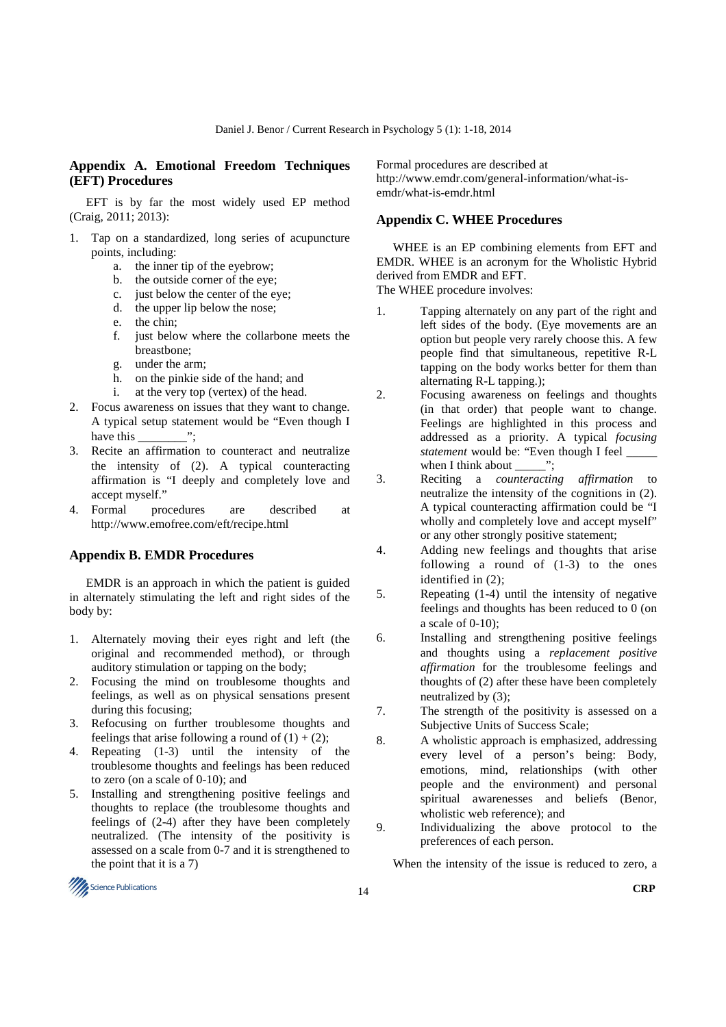## Appendix A. Emotional Freedom Techniques (EFT) Procedures

EFT is by far the most widely used EP method (Craig, 2011; 2013):

1. Tap on a standardized, long series of acupuncture points, including:
   a. the inner tip of the eyebrow;
   b. the outside corner of the eye;
   c. just below the center of the eye;
   d. the upper lip below the nose;
   e. the chin;
   f. just below where the collarbone meets the breastbone;
   g. under the arm;
   h. on the pinkie side of the hand; and
   i. at the very top (vertex) of the head.
2. Focus awareness on issues that they want to change. A typical setup statement would be "Even though I have this ________";
3. Recite an affirmation to counteract and neutralize the intensity of (2). A typical counteracting affirmation is "I deeply and completely love and accept myself."
4. Formal procedures are described at http://www.emofree.com/eft/recipe.html

## Appendix B. EMDR Procedures

EMDR is an approach in which the patient is guided in alternately stimulating the left and right sides of the body by:

1. Alternately moving their eyes right and left (the original and recommended method), or through auditory stimulation or tapping on the body;
2. Focusing the mind on troublesome thoughts and feelings, as well as on physical sensations present during this focusing;
3. Refocusing on further troublesome thoughts and feelings that arise following a round of (1) + (2);
4. Repeating (1-3) until the intensity of the troublesome thoughts and feelings has been reduced to zero (on a scale of 0-10); and
5. Installing and strengthening positive feelings and thoughts to replace (the troublesome thoughts and feelings of (2-4) after they have been completely neutralized. (The intensity of the positivity is assessed on a scale from 0-7 and it is strengthened to the point that it is a 7)

Formal procedures are described at http://www.emdr.com/general-information/what-is-emdr/what-is-emdr.html

## Appendix C. WHEE Procedures

WHEE is an EP combining elements from EFT and EMDR. WHEE is an acronym for the Wholistic Hybrid derived from EMDR and EFT.

The WHEE procedure involves:

1. Tapping alternately on any part of the right and left sides of the body. (Eye movements are an option but people very rarely choose this. A few people find that simultaneous, repetitive R-L tapping on the body works better for them than alternating R-L tapping.);
2. Focusing awareness on feelings and thoughts (in that order) that people want to change. Feelings are highlighted in this process and addressed as a priority. A typical *focusing statement* would be: "Even though I feel _____ when I think about _____";
3. Reciting a *counteracting affirmation* to neutralize the intensity of the cognitions in (2). A typical counteracting affirmation could be "I wholly and completely love and accept myself" or any other strongly positive statement;
4. Adding new feelings and thoughts that arise following a round of (1-3) to the ones identified in (2);
5. Repeating (1-4) until the intensity of negative feelings and thoughts has been reduced to 0 (on a scale of 0-10);
6. Installing and strengthening positive feelings and thoughts using a *replacement positive affirmation* for the troublesome feelings and thoughts of (2) after these have been completely neutralized by (3);
7. The strength of the positivity is assessed on a Subjective Units of Success Scale;
8. A wholistic approach is emphasized, addressing every level of a person's being: Body, emotions, mind, relationships (with other people and the environment) and personal spiritual awarenesses and beliefs (Benor, wholistic web reference); and
9. Individualizing the above protocol to the preferences of each person.

When the intensity of the issue is reduced to zero, a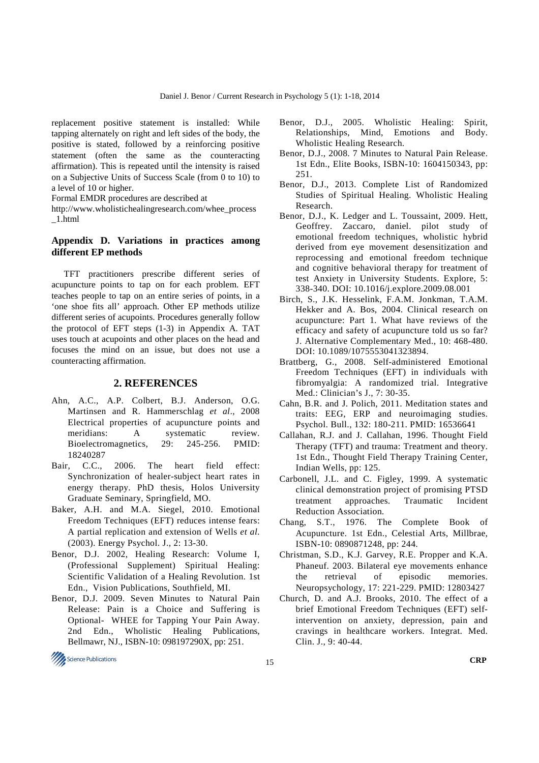replacement positive statement is installed: While tapping alternately on right and left sides of the body, the positive is stated, followed by a reinforcing positive statement (often the same as the counteracting affirmation). This is repeated until the intensity is raised on a Subjective Units of Success Scale (from 0 to 10) to a level of 10 or higher.

Formal EMDR procedures are described at http://www.wholistichealingresearch.com/whee_process_1.html

### Appendix D. Variations in practices among different EP methods

TFT practitioners prescribe different series of acupuncture points to tap on for each problem. EFT teaches people to tap on an entire series of points, in a 'one shoe fits all' approach. Other EP methods utilize different series of acupoints. Procedures generally follow the protocol of EFT steps (1-3) in Appendix A. TAT uses touch at acupoints and other places on the head and focuses the mind on an issue, but does not use a counteracting affirmation.

## 2. REFERENCES

Ahn, A.C., A.P. Colbert, B.J. Anderson, O.G. Martinsen and R. Hammerschlag *et al*., 2008 Electrical properties of acupuncture points and meridians: A systematic review. Bioelectromagnetics, 29: 245-256. PMID: 18240287

Bair, C.C., 2006. The heart field effect: Synchronization of healer-subject heart rates in energy therapy. PhD thesis, Holos University Graduate Seminary, Springfield, MO.

Baker, A.H. and M.A. Siegel, 2010. Emotional Freedom Techniques (EFT) reduces intense fears: A partial replication and extension of Wells *et al.* (2003). Energy Psychol. J., 2: 13-30.

Benor, D.J. 2002, Healing Research: Volume I, (Professional Supplement) Spiritual Healing: Scientific Validation of a Healing Revolution. 1st Edn., Vision Publications, Southfield, MI.

Benor, D.J. 2009. Seven Minutes to Natural Pain Release: Pain is a Choice and Suffering is Optional- WHEE for Tapping Your Pain Away. 2nd Edn., Wholistic Healing Publications, Bellmawr, NJ., ISBN-10: 098197290X, pp: 251.

Benor, D.J., 2005. Wholistic Healing: Spirit, Relationships, Mind, Emotions and Body. Wholistic Healing Research.

Benor, D.J., 2008. 7 Minutes to Natural Pain Release. 1st Edn., Elite Books, ISBN-10: 1604150343, pp: 251.

Benor, D.J., 2013. Complete List of Randomized Studies of Spiritual Healing. Wholistic Healing Research.

Benor, D.J., K. Ledger and L. Toussaint, 2009. Hett, Geoffrey. Zaccaro, daniel. pilot study of emotional freedom techniques, wholistic hybrid derived from eye movement desensitization and reprocessing and emotional freedom technique and cognitive behavioral therapy for treatment of test Anxiety in University Students. Explore, 5: 338-340. DOI: 10.1016/j.explore.2009.08.001

Birch, S., J.K. Hesselink, F.A.M. Jonkman, T.A.M. Hekker and A. Bos, 2004. Clinical research on acupuncture: Part 1. What have reviews of the efficacy and safety of acupuncture told us so far? J. Alternative Complementary Med., 10: 468-480. DOI: 10.1089/1075553041323894.

Brattberg, G., 2008. Self-administered Emotional Freedom Techniques (EFT) in individuals with fibromyalgia: A randomized trial. Integrative Med.: Clinician's J., 7: 30-35.

Cahn, B.R. and J. Polich, 2011. Meditation states and traits: EEG, ERP and neuroimaging studies. Psychol. Bull., 132: 180-211. PMID: 16536641

Callahan, R.J. and J. Callahan, 1996. Thought Field Therapy (TFT) and trauma: Treatment and theory. 1st Edn., Thought Field Therapy Training Center, Indian Wells, pp: 125.

Carbonell, J.L. and C. Figley, 1999. A systematic clinical demonstration project of promising PTSD treatment approaches. Traumatic Incident Reduction Association.

Chang, S.T., 1976. The Complete Book of Acupuncture. 1st Edn., Celestial Arts, Millbrae, ISBN-10: 0890871248, pp: 244.

Christman, S.D., K.J. Garvey, R.E. Propper and K.A. Phaneuf. 2003. Bilateral eye movements enhance the retrieval of episodic memories. Neuropsychology, 17: 221-229. PMID: 12803427

Church, D. and A.J. Brooks, 2010. The effect of a brief Emotional Freedom Techniques (EFT) self-intervention on anxiety, depression, pain and cravings in healthcare workers. Integrat. Med. Clin. J., 9: 40-44.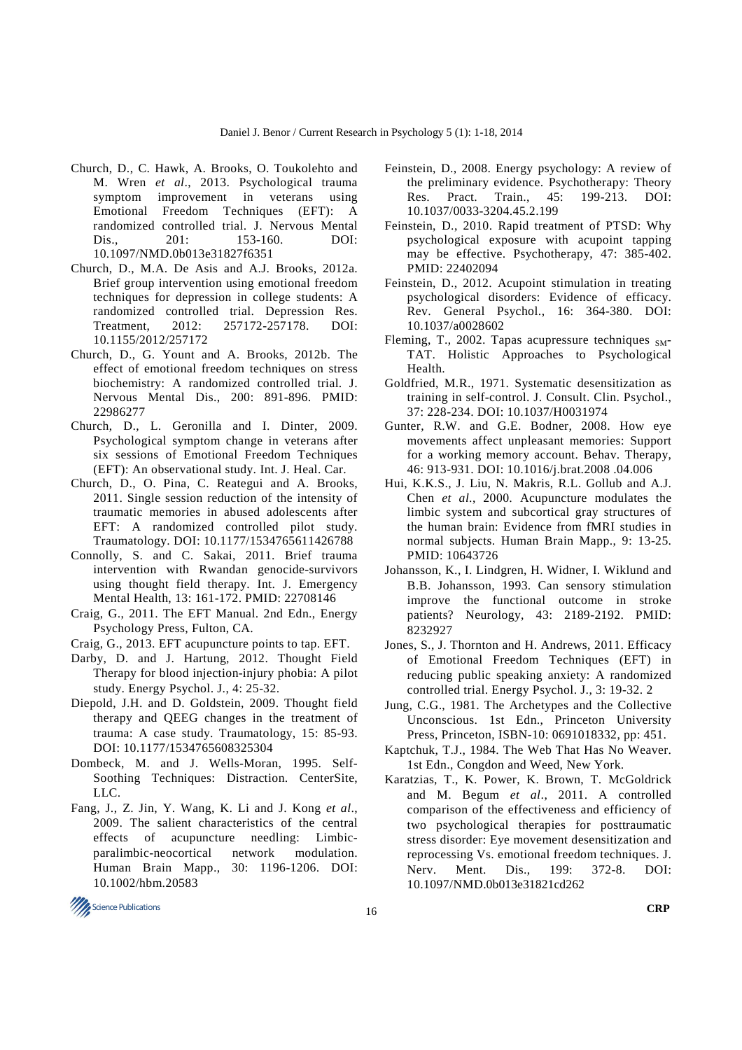Church, D., C. Hawk, A. Brooks, O. Toukolehto and M. Wren *et al*., 2013. Psychological trauma symptom improvement in veterans using Emotional Freedom Techniques (EFT): A randomized controlled trial. J. Nervous Mental Dis., 201: 153-160. DOI: 10.1097/NMD.0b013e31827f6351

Church, D., M.A. De Asis and A.J. Brooks, 2012a. Brief group intervention using emotional freedom techniques for depression in college students: A randomized controlled trial. Depression Res. Treatment, 2012: 257172-257178. DOI: 10.1155/2012/257172

Church, D., G. Yount and A. Brooks, 2012b. The effect of emotional freedom techniques on stress biochemistry: A randomized controlled trial. J. Nervous Mental Dis., 200: 891-896. PMID: 22986277

Church, D., L. Geronilla and I. Dinter, 2009. Psychological symptom change in veterans after six sessions of Emotional Freedom Techniques (EFT): An observational study. Int. J. Heal. Car.

Church, D., O. Pina, C. Reategui and A. Brooks, 2011. Single session reduction of the intensity of traumatic memories in abused adolescents after EFT: A randomized controlled pilot study. Traumatology. DOI: 10.1177/1534765611426788

Connolly, S. and C. Sakai, 2011. Brief trauma intervention with Rwandan genocide-survivors using thought field therapy. Int. J. Emergency Mental Health, 13: 161-172. PMID: 22708146

Craig, G., 2011. The EFT Manual. 2nd Edn., Energy Psychology Press, Fulton, CA.

Craig, G., 2013. EFT acupuncture points to tap. EFT.

Darby, D. and J. Hartung, 2012. Thought Field Therapy for blood injection-injury phobia: A pilot study. Energy Psychol. J., 4: 25-32.

Diepold, J.H. and D. Goldstein, 2009. Thought field therapy and QEEG changes in the treatment of trauma: A case study. Traumatology, 15: 85-93. DOI: 10.1177/1534765608325304

Dombeck, M. and J. Wells-Moran, 1995. Self-Soothing Techniques: Distraction. CenterSite, LLC.

Fang, J., Z. Jin, Y. Wang, K. Li and J. Kong *et al*., 2009. The salient characteristics of the central effects of acupuncture needling: Limbic-paralimbic-neocortical network modulation. Human Brain Mapp., 30: 1196-1206. DOI: 10.1002/hbm.20583

Feinstein, D., 2008. Energy psychology: A review of the preliminary evidence. Psychotherapy: Theory Res. Pract. Train., 45: 199-213. DOI: 10.1037/0033-3204.45.2.199

Feinstein, D., 2010. Rapid treatment of PTSD: Why psychological exposure with acupoint tapping may be effective. Psychotherapy, 47: 385-402. PMID: 22402094

Feinstein, D., 2012. Acupoint stimulation in treating psychological disorders: Evidence of efficacy. Rev. General Psychol., 16: 364-380. DOI: 10.1037/a0028602

Fleming, T., 2002. Tapas acupressure techniques $_{SM}$-TAT. Holistic Approaches to Psychological Health.

Goldfried, M.R., 1971. Systematic desensitization as training in self-control. J. Consult. Clin. Psychol., 37: 228-234. DOI: 10.1037/H0031974

Gunter, R.W. and G.E. Bodner, 2008. How eye movements affect unpleasant memories: Support for a working memory account. Behav. Therapy, 46: 913-931. DOI: 10.1016/j.brat.2008 .04.006

Hui, K.K.S., J. Liu, N. Makris, R.L. Gollub and A.J. Chen *et al.*, 2000. Acupuncture modulates the limbic system and subcortical gray structures of the human brain: Evidence from fMRI studies in normal subjects. Human Brain Mapp., 9: 13-25. PMID: 10643726

Johansson, K., I. Lindgren, H. Widner, I. Wiklund and B.B. Johansson, 1993. Can sensory stimulation improve the functional outcome in stroke patients? Neurology, 43: 2189-2192. PMID: 8232927

Jones, S., J. Thornton and H. Andrews, 2011. Efficacy of Emotional Freedom Techniques (EFT) in reducing public speaking anxiety: A randomized controlled trial. Energy Psychol. J., 3: 19-32. 2

Jung, C.G., 1981. The Archetypes and the Collective Unconscious. 1st Edn., Princeton University Press, Princeton, ISBN-10: 0691018332, pp: 451.

Kaptchuk, T.J., 1984. The Web That Has No Weaver. 1st Edn., Congdon and Weed, New York.

Karatzias, T., K. Power, K. Brown, T. McGoldrick and M. Begum *et al.*, 2011. A controlled comparison of the effectiveness and efficiency of two psychological therapies for posttraumatic stress disorder: Eye movement desensitization and reprocessing Vs. emotional freedom techniques. J. Nerv. Ment. Dis., 199: 372-8. DOI: 10.1097/NMD.0b013e31821cd262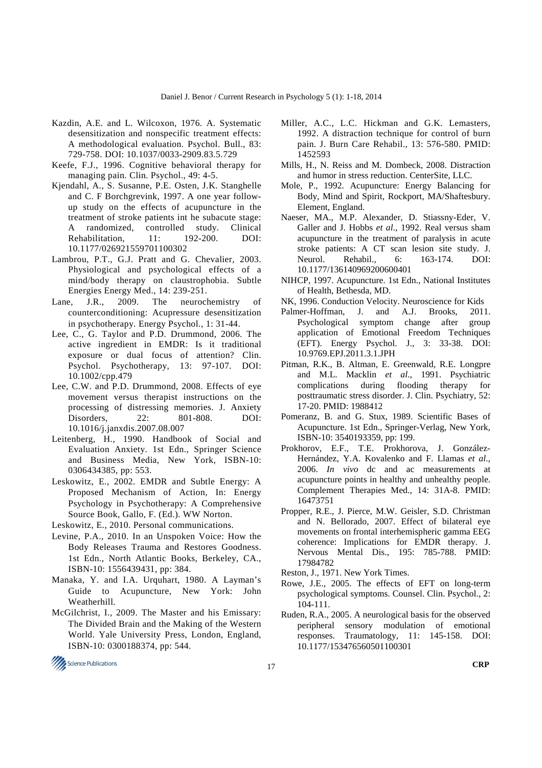Kazdin, A.E. and L. Wilcoxon, 1976. A. Systematic desensitization and nonspecific treatment effects: A methodological evaluation. Psychol. Bull., 83: 729-758. DOI: 10.1037/0033-2909.83.5.729

Keefe, F.J., 1996. Cognitive behavioral therapy for managing pain. Clin. Psychol., 49: 4-5.

Kjendahl, A., S. Susanne, P.E. Osten, J.K. Stanghelle and C. F Borchgrevink, 1997. A one year follow-up study on the effects of acupuncture in the treatment of stroke patients int he subacute stage: A randomized, controlled study. Clinical Rehabilitation, 11: 192-200. DOI: 10.1177/026921559701100302

Lambrou, P.T., G.J. Pratt and G. Chevalier, 2003. Physiological and psychological effects of a mind/body therapy on claustrophobia. Subtle Energies Energy Med., 14: 239-251.

Lane, J.R., 2009. The neurochemistry of counterconditioning: Acupressure desensitization in psychotherapy. Energy Psychol., 1: 31-44.

Lee, C., G. Taylor and P.D. Drummond, 2006. The active ingredient in EMDR: Is it traditional exposure or dual focus of attention? Clin. Psychol. Psychotherapy, 13: 97-107. DOI: 10.1002/cpp.479

Lee, C.W. and P.D. Drummond, 2008. Effects of eye movement versus therapist instructions on the processing of distressing memories. J. Anxiety Disorders, 22: 801-808. DOI: 10.1016/j.janxdis.2007.08.007

Leitenberg, H., 1990. Handbook of Social and Evaluation Anxiety. 1st Edn., Springer Science and Business Media, New York, ISBN-10: 0306434385, pp: 553.

Leskowitz, E., 2002. EMDR and Subtle Energy: A Proposed Mechanism of Action, In: Energy Psychology in Psychotherapy: A Comprehensive Source Book, Gallo, F. (Ed.). WW Norton.

Leskowitz, E., 2010. Personal communications.

Levine, P.A., 2010. In an Unspoken Voice: How the Body Releases Trauma and Restores Goodness. 1st Edn., North Atlantic Books, Berkeley, CA., ISBN-10: 1556439431, pp: 384.

Manaka, Y. and I.A. Urquhart, 1980. A Layman's Guide to Acupuncture, New York: John Weatherhill.

McGilchrist, I., 2009. The Master and his Emissary: The Divided Brain and the Making of the Western World. Yale University Press, London, England, ISBN-10: 0300188374, pp: 544.

Miller, A.C., L.C. Hickman and G.K. Lemasters, 1992. A distraction technique for control of burn pain. J. Burn Care Rehabil., 13: 576-580. PMID: 1452593

Mills, H., N. Reiss and M. Dombeck, 2008. Distraction and humor in stress reduction. CenterSite, LLC.

Mole, P., 1992. Acupuncture: Energy Balancing for Body, Mind and Spirit, Rockport, MA/Shaftesbury. Element, England.

Naeser, MA., M.P. Alexander, D. Stiassny-Eder, V. Galler and J. Hobbs *et al*., 1992. Real versus sham acupuncture in the treatment of paralysis in acute stroke patients: A CT scan lesion site study. J. Neurol. Rehabil., 6: 163-174. DOI: 10.1177/136140969200600401

NIHCP, 1997. Acupuncture. 1st Edn., National Institutes of Health, Bethesda, MD.

NK, 1996. Conduction Velocity. Neuroscience for Kids

Palmer-Hoffman, J. and A.J. Brooks, 2011. Psychological symptom change after group application of Emotional Freedom Techniques (EFT). Energy Psychol. J., 3: 33-38. DOI: 10.9769.EPJ.2011.3.1.JPH

Pitman, R.K., B. Altman, E. Greenwald, R.E. Longpre and M.L. Macklin *et al*., 1991. Psychiatric complications during flooding therapy for posttraumatic stress disorder. J. Clin. Psychiatry, 52: 17-20. PMID: 1988412

Pomeranz, B. and G. Stux, 1989. Scientific Bases of Acupuncture. 1st Edn., Springer-Verlag, New York, ISBN-10: 3540193359, pp: 199.

Prokhorov, E.F., T.E. Prokhorova, J. González-Hernández, Y.A. Kovalenko and F. Llamas *et al*., 2006. *In vivo* dc and ac measurements at acupuncture points in healthy and unhealthy people. Complement Therapies Med., 14: 31A-8. PMID: 16473751

Propper, R.E., J. Pierce, M.W. Geisler, S.D. Christman and N. Bellorado, 2007. Effect of bilateral eye movements on frontal interhemispheric gamma EEG coherence: Implications for EMDR therapy. J. Nervous Mental Dis., 195: 785-788. PMID: 17984782

Reston, J., 1971. New York Times.

Rowe, J.E., 2005. The effects of EFT on long-term psychological symptoms. Counsel. Clin. Psychol., 2: 104-111.

Ruden, R.A., 2005. A neurological basis for the observed peripheral sensory modulation of emotional responses. Traumatology, 11: 145-158. DOI: 10.1177/153476560501100301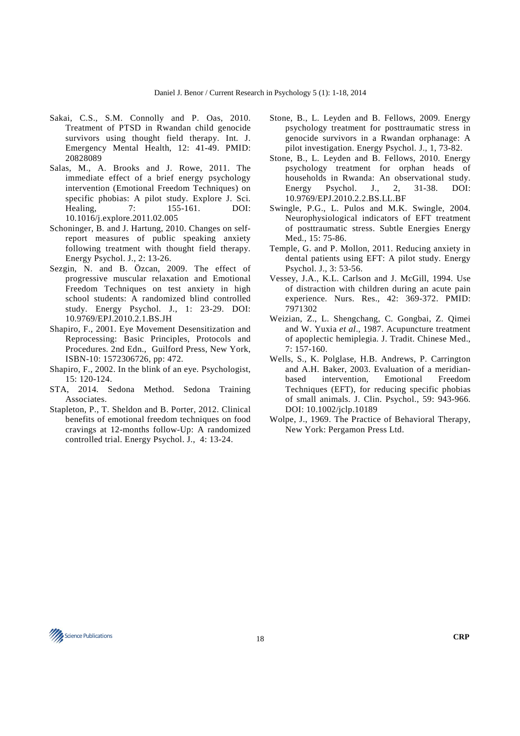Sakai, C.S., S.M. Connolly and P. Oas, 2010. Treatment of PTSD in Rwandan child genocide survivors using thought field therapy. Int. J. Emergency Mental Health, 12: 41-49. PMID: 20828089

Salas, M., A. Brooks and J. Rowe, 2011. The immediate effect of a brief energy psychology intervention (Emotional Freedom Techniques) on specific phobias: A pilot study. Explore J. Sci. Healing, 7: 155-161. DOI: 10.1016/j.explore.2011.02.005

Schoninger, B. and J. Hartung, 2010. Changes on self-report measures of public speaking anxiety following treatment with thought field therapy. Energy Psychol. J., 2: 13-26.

Sezgin, N. and B. Özcan, 2009. The effect of progressive muscular relaxation and Emotional Freedom Techniques on test anxiety in high school students: A randomized blind controlled study. Energy Psychol. J., 1: 23-29. DOI: 10.9769/EPJ.2010.2.1.BS.JH

Shapiro, F., 2001. Eye Movement Desensitization and Reprocessing: Basic Principles, Protocols and Procedures. 2nd Edn., Guilford Press, New York, ISBN-10: 1572306726, pp: 472.

Shapiro, F., 2002. In the blink of an eye. Psychologist, 15: 120-124.

STA, 2014. Sedona Method. Sedona Training Associates.

Stapleton, P., T. Sheldon and B. Porter, 2012. Clinical benefits of emotional freedom techniques on food cravings at 12-months follow-Up: A randomized controlled trial. Energy Psychol. J., 4: 13-24.

Stone, B., L. Leyden and B. Fellows, 2009. Energy psychology treatment for posttraumatic stress in genocide survivors in a Rwandan orphanage: A pilot investigation. Energy Psychol. J., 1, 73-82.

Stone, B., L. Leyden and B. Fellows, 2010. Energy psychology treatment for orphan heads of households in Rwanda: An observational study. Energy Psychol. J., 2, 31-38. DOI: 10.9769/EPJ.2010.2.2.BS.LL.BF

Swingle, P.G., L. Pulos and M.K. Swingle, 2004. Neurophysiological indicators of EFT treatment of posttraumatic stress. Subtle Energies Energy Med., 15: 75-86.

Temple, G. and P. Mollon, 2011. Reducing anxiety in dental patients using EFT: A pilot study. Energy Psychol. J., 3: 53-56.

Vessey, J.A., K.L. Carlson and J. McGill, 1994. Use of distraction with children during an acute pain experience. Nurs. Res., 42: 369-372. PMID: 7971302

Weizian, Z., L. Shengchang, C. Gongbai, Z. Qimei and W. Yuxia *et al*., 1987. Acupuncture treatment of apoplectic hemiplegia. J. Tradit. Chinese Med., 7: 157-160.

Wells, S., K. Polglase, H.B. Andrews, P. Carrington and A.H. Baker, 2003. Evaluation of a meridian-based intervention, Emotional Freedom Techniques (EFT), for reducing specific phobias of small animals. J. Clin. Psychol., 59: 943-966. DOI: 10.1002/jclp.10189

Wolpe, J., 1969. The Practice of Behavioral Therapy, New York: Pergamon Press Ltd.